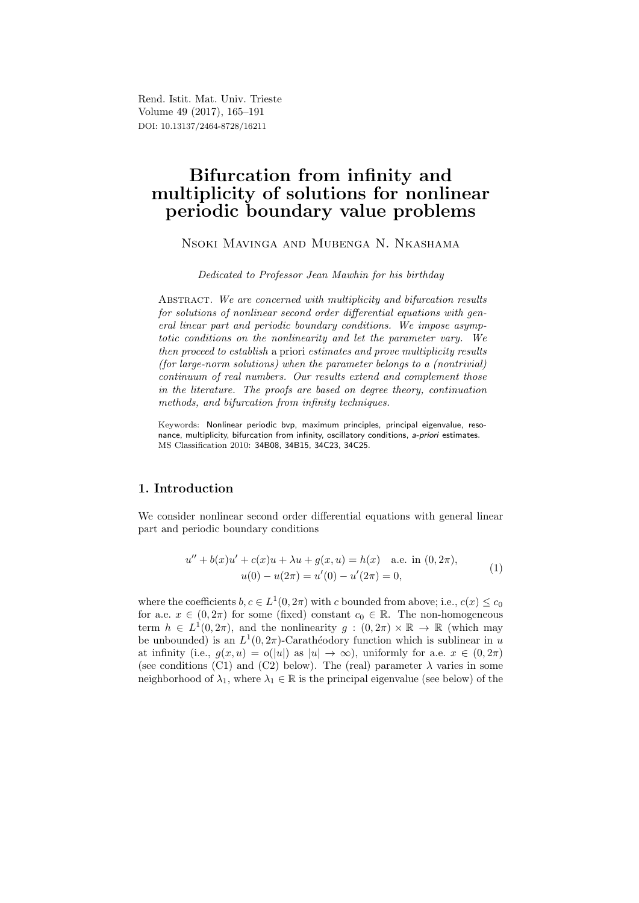Rend. Istit. Mat. Univ. Trieste
Volume 49 (2017), 165–191
DOI: 10.13137/2464-8728/16211

# Bifurcation from infinity and multiplicity of solutions for nonlinear periodic boundary value problems

Nsoki Mavinga and Mubenga N. Nkashama

*Dedicated to Professor Jean Mawhin for his birthday*

Abstract. *We are concerned with multiplicity and bifurcation results for solutions of nonlinear second order differential equations with general linear part and periodic boundary conditions. We impose asymptotic conditions on the nonlinearity and let the parameter vary. We then proceed to establish* a priori *estimates and prove multiplicity results (for large-norm solutions) when the parameter belongs to a (nontrivial) continuum of real numbers. Our results extend and complement those in the literature. The proofs are based on degree theory, continuation methods, and bifurcation from infinity techniques.*

Keywords: Nonlinear periodic bvp, maximum principles, principal eigenvalue, resonance, multiplicity, bifurcation from infinity, oscillatory conditions, *a-priori* estimates.
MS Classification 2010: 34B08, 34B15, 34C23, 34C25.

## 1. Introduction

We consider nonlinear second order differential equations with general linear part and periodic boundary conditions

$$
\begin{aligned}
u'' + b(x)u' + c(x)u + \lambda u + g(x, u) = h(x) \quad \text{a.e. in } (0, 2\pi),\\
u(0) - u(2\pi) = u'(0) - u'(2\pi) = 0,
\end{aligned}
\tag{1}
$$

where the coefficients $b, c \in L^1(0, 2\pi)$ with $c$ bounded from above; i.e., $c(x) \leq c_0$ for a.e. $x \in (0, 2\pi)$ for some (fixed) constant $c_0 \in \mathbb{R}$. The non-homogeneous term $h \in L^1(0, 2\pi)$, and the nonlinearity $g : (0, 2\pi) \times \mathbb{R} \to \mathbb{R}$ (which may be unbounded) is an $L^1(0, 2\pi)$-Carathéodory function which is sublinear in $u$ at infinity (i.e., $g(x, u) = \mathrm{o}(|u|)$ as $|u| \to \infty$), uniformly for a.e. $x \in (0, 2\pi)$ (see conditions (C1) and (C2) below). The (real) parameter $\lambda$ varies in some neighborhood of $\lambda_1$, where $\lambda_1 \in \mathbb{R}$ is the principal eigenvalue (see below) of the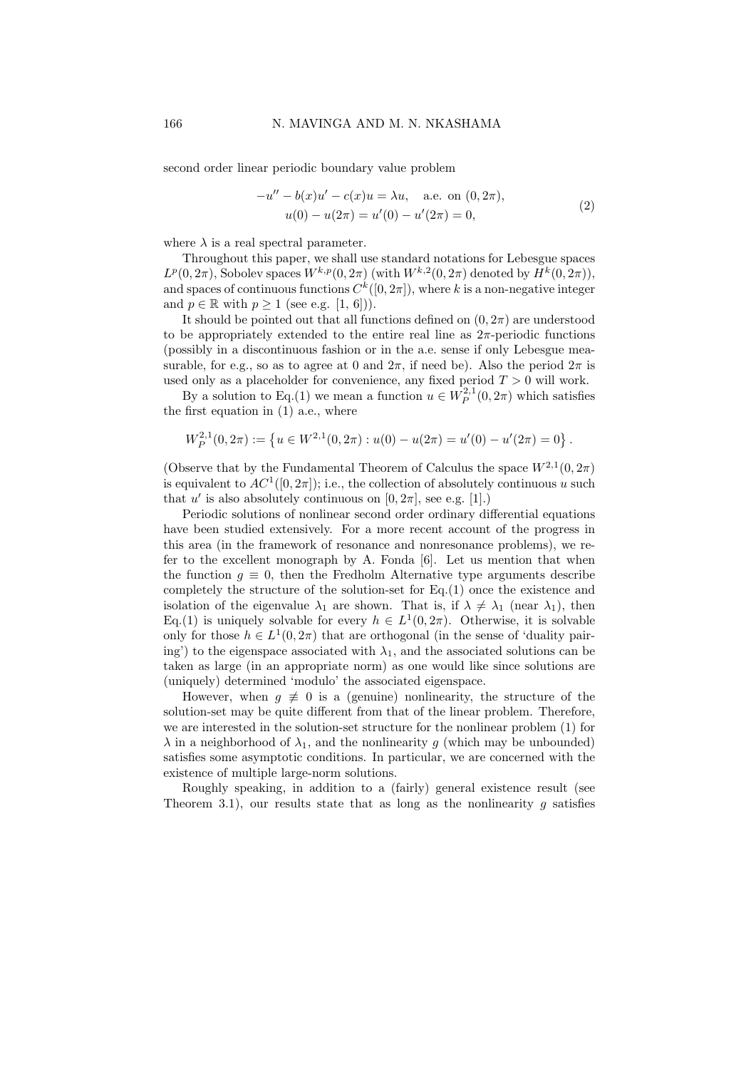second order linear periodic boundary value problem

$$
\begin{gathered}
-u'' - b(x)u' - c(x)u = \lambda u, \quad \text{a.e. on } (0, 2\pi), \\
u(0) - u(2\pi) = u'(0) - u'(2\pi) = 0,
\end{gathered}
\tag{2}
$$

where $\lambda$ is a real spectral parameter.

Throughout this paper, we shall use standard notations for Lebesgue spaces $L^p(0, 2\pi)$, Sobolev spaces $W^{k,p}(0, 2\pi)$ (with $W^{k,2}(0, 2\pi)$ denoted by $H^k(0, 2\pi)$), and spaces of continuous functions $C^k([0, 2\pi])$, where $k$ is a non-negative integer and $p \in \mathbb{R}$ with $p \geq 1$ (see e.g. [1, 6])).

It should be pointed out that all functions defined on $(0, 2\pi)$ are understood to be appropriately extended to the entire real line as $2\pi$-periodic functions (possibly in a discontinuous fashion or in the a.e. sense if only Lebesgue measurable, for e.g., so as to agree at 0 and $2\pi$, if need be). Also the period $2\pi$ is used only as a placeholder for convenience, any fixed period $T > 0$ will work.

By a solution to Eq.(1) we mean a function $u \in W_P^{2,1}(0, 2\pi)$ which satisfies the first equation in (1) a.e., where

$$
W_P^{2,1}(0, 2\pi) := \left\{ u \in W^{2,1}(0, 2\pi) : u(0) - u(2\pi) = u'(0) - u'(2\pi) = 0 \right\}.
$$

(Observe that by the Fundamental Theorem of Calculus the space $W^{2,1}(0, 2\pi)$ is equivalent to $AC^1([0, 2\pi])$; i.e., the collection of absolutely continuous $u$ such that $u'$ is also absolutely continuous on $[0, 2\pi]$, see e.g. [1].)

Periodic solutions of nonlinear second order ordinary differential equations have been studied extensively. For a more recent account of the progress in this area (in the framework of resonance and nonresonance problems), we refer to the excellent monograph by A. Fonda [6]. Let us mention that when the function $g \equiv 0$, then the Fredholm Alternative type arguments describe completely the structure of the solution-set for Eq.(1) once the existence and isolation of the eigenvalue $\lambda_1$ are shown. That is, if $\lambda \neq \lambda_1$ (near $\lambda_1$), then Eq.(1) is uniquely solvable for every $h \in L^1(0, 2\pi)$. Otherwise, it is solvable only for those $h \in L^1(0, 2\pi)$ that are orthogonal (in the sense of 'duality pairing') to the eigenspace associated with $\lambda_1$, and the associated solutions can be taken as large (in an appropriate norm) as one would like since solutions are (uniquely) determined 'modulo' the associated eigenspace.

However, when $g \not\equiv 0$ is a (genuine) nonlinearity, the structure of the solution-set may be quite different from that of the linear problem. Therefore, we are interested in the solution-set structure for the nonlinear problem (1) for $\lambda$ in a neighborhood of $\lambda_1$, and the nonlinearity $g$ (which may be unbounded) satisfies some asymptotic conditions. In particular, we are concerned with the existence of multiple large-norm solutions.

Roughly speaking, in addition to a (fairly) general existence result (see Theorem 3.1), our results state that as long as the nonlinearity $g$ satisfies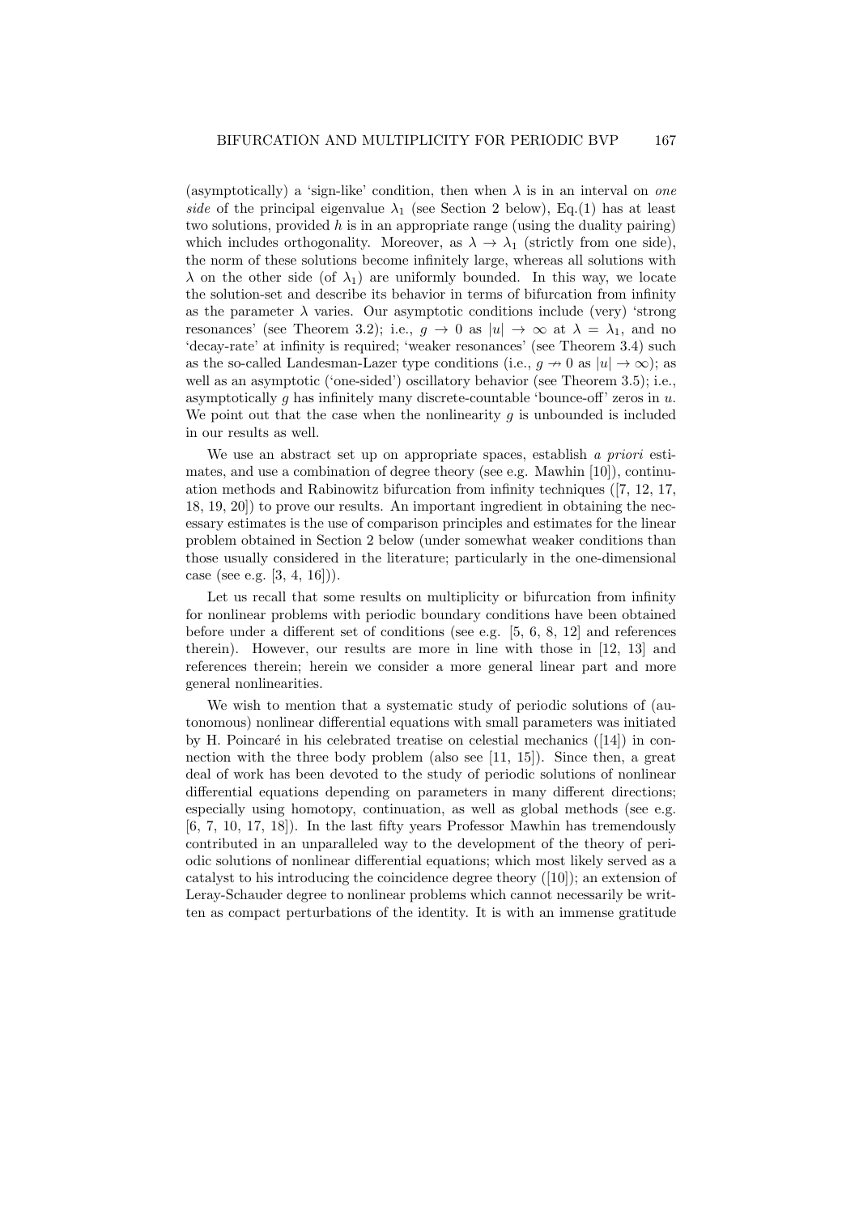(asymptotically) a 'sign-like' condition, then when $\lambda$ is in an interval on *one side* of the principal eigenvalue $\lambda_1$ (see Section 2 below), Eq.(1) has at least two solutions, provided $h$ is in an appropriate range (using the duality pairing) which includes orthogonality. Moreover, as $\lambda \to \lambda_1$ (strictly from one side), the norm of these solutions become infinitely large, whereas all solutions with $\lambda$ on the other side (of $\lambda_1$) are uniformly bounded. In this way, we locate the solution-set and describe its behavior in terms of bifurcation from infinity as the parameter $\lambda$ varies. Our asymptotic conditions include (very) 'strong resonances' (see Theorem 3.2); i.e., $g \to 0$ as $|u| \to \infty$ at $\lambda = \lambda_1$, and no 'decay-rate' at infinity is required; 'weaker resonances' (see Theorem 3.4) such as the so-called Landesman-Lazer type conditions (i.e., $g \nrightarrow 0$ as $|u| \to \infty$); as well as an asymptotic ('one-sided') oscillatory behavior (see Theorem 3.5); i.e., asymptotically $g$ has infinitely many discrete-countable 'bounce-off' zeros in $u$. We point out that the case when the nonlinearity $g$ is unbounded is included in our results as well.

We use an abstract set up on appropriate spaces, establish *a priori* estimates, and use a combination of degree theory (see e.g. Mawhin [10]), continuation methods and Rabinowitz bifurcation from infinity techniques ([7, 12, 17, 18, 19, 20]) to prove our results. An important ingredient in obtaining the necessary estimates is the use of comparison principles and estimates for the linear problem obtained in Section 2 below (under somewhat weaker conditions than those usually considered in the literature; particularly in the one-dimensional case (see e.g. [3, 4, 16])).

Let us recall that some results on multiplicity or bifurcation from infinity for nonlinear problems with periodic boundary conditions have been obtained before under a different set of conditions (see e.g. [5, 6, 8, 12] and references therein). However, our results are more in line with those in [12, 13] and references therein; herein we consider a more general linear part and more general nonlinearities.

We wish to mention that a systematic study of periodic solutions of (autonomous) nonlinear differential equations with small parameters was initiated by H. Poincaré in his celebrated treatise on celestial mechanics ([14]) in connection with the three body problem (also see [11, 15]). Since then, a great deal of work has been devoted to the study of periodic solutions of nonlinear differential equations depending on parameters in many different directions; especially using homotopy, continuation, as well as global methods (see e.g. [6, 7, 10, 17, 18]). In the last fifty years Professor Mawhin has tremendously contributed in an unparalleled way to the development of the theory of periodic solutions of nonlinear differential equations; which most likely served as a catalyst to his introducing the coincidence degree theory ([10]); an extension of Leray-Schauder degree to nonlinear problems which cannot necessarily be written as compact perturbations of the identity. It is with an immense gratitude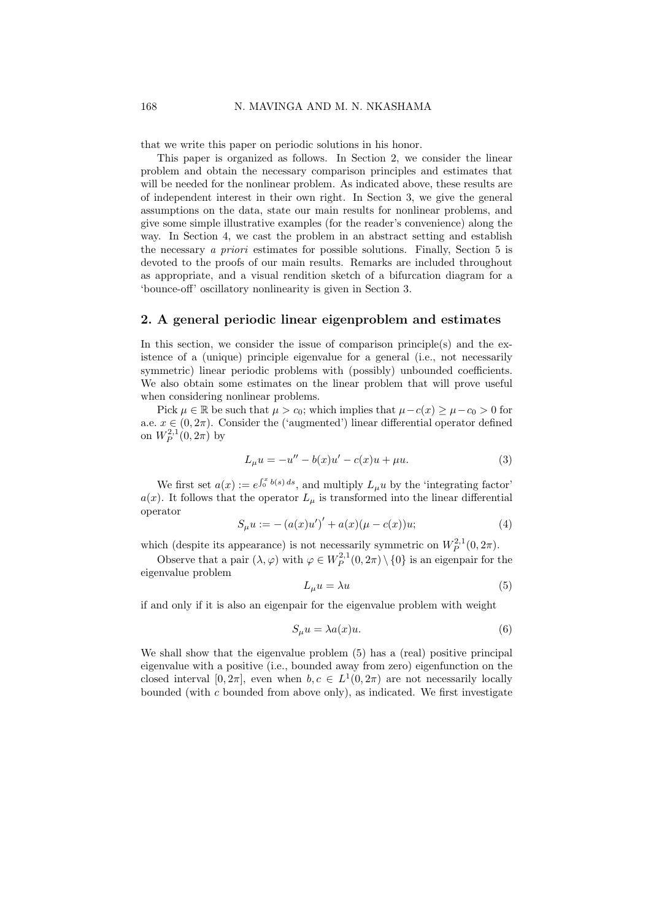that we write this paper on periodic solutions in his honor.

This paper is organized as follows. In Section 2, we consider the linear problem and obtain the necessary comparison principles and estimates that will be needed for the nonlinear problem. As indicated above, these results are of independent interest in their own right. In Section 3, we give the general assumptions on the data, state our main results for nonlinear problems, and give some simple illustrative examples (for the reader's convenience) along the way. In Section 4, we cast the problem in an abstract setting and establish the necessary *a priori* estimates for possible solutions. Finally, Section 5 is devoted to the proofs of our main results. Remarks are included throughout as appropriate, and a visual rendition sketch of a bifurcation diagram for a 'bounce-off' oscillatory nonlinearity is given in Section 3.

## 2. A general periodic linear eigenproblem and estimates

In this section, we consider the issue of comparison principle(s) and the existence of a (unique) principle eigenvalue for a general (i.e., not necessarily symmetric) linear periodic problems with (possibly) unbounded coefficients. We also obtain some estimates on the linear problem that will prove useful when considering nonlinear problems.

Pick $\mu \in \mathbb{R}$ be such that $\mu > c_0$; which implies that $\mu - c(x) \geq \mu - c_0 > 0$ for a.e. $x \in (0, 2\pi)$. Consider the ('augmented') linear differential operator defined on $W_P^{2,1}(0, 2\pi)$ by

$$L_\mu u = -u'' - b(x)u' - c(x)u + \mu u. \tag{3}$$

We first set $a(x) := e^{\int_0^x b(s)\,ds}$, and multiply $L_\mu u$ by the 'integrating factor' $a(x)$. It follows that the operator $L_\mu$ is transformed into the linear differential operator

$$S_\mu u := -\left(a(x)u'\right)' + a(x)(\mu - c(x))u; \tag{4}$$

which (despite its appearance) is not necessarily symmetric on $W_P^{2,1}(0, 2\pi)$.

Observe that a pair $(\lambda, \varphi)$ with $\varphi \in W_P^{2,1}(0, 2\pi) \setminus \{0\}$ is an eigenpair for the eigenvalue problem

$$L_\mu u = \lambda u \tag{5}$$

if and only if it is also an eigenpair for the eigenvalue problem with weight

$$S_\mu u = \lambda a(x)u. \tag{6}$$

We shall show that the eigenvalue problem (5) has a (real) positive principal eigenvalue with a positive (i.e., bounded away from zero) eigenfunction on the closed interval $[0, 2\pi]$, even when $b, c \in L^1(0, 2\pi)$ are not necessarily locally bounded (with $c$ bounded from above only), as indicated. We first investigate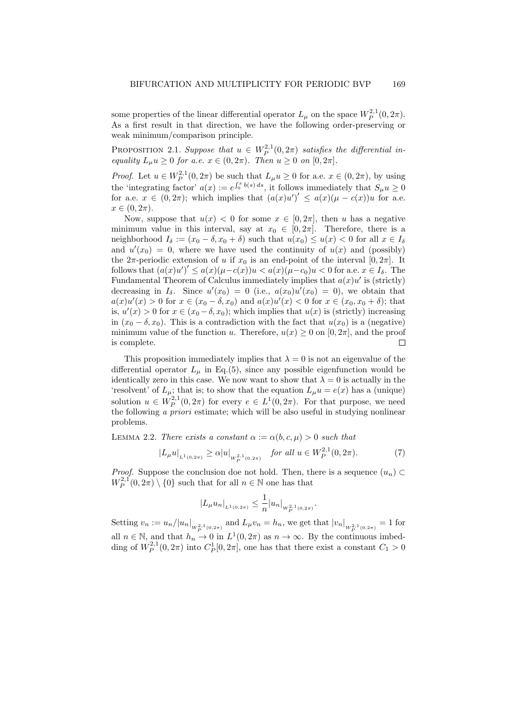some properties of the linear differential operator $L_\mu$ on the space $W_P^{2,1}(0,2\pi)$. As a first result in that direction, we have the following order-preserving or weak minimum/comparison principle.

PROPOSITION 2.1. *Suppose that $u \in W_P^{2,1}(0,2\pi)$ satisfies the differential inequality $L_\mu u \geq 0$ for a.e. $x \in (0,2\pi)$. Then $u \geq 0$ on $[0,2\pi]$.*

*Proof.* Let $u \in W_P^{2,1}(0,2\pi)$ be such that $L_\mu u \geq 0$ for a.e. $x \in (0,2\pi)$, by using the 'integrating factor' $a(x) := e^{\int_0^x b(s)\,ds}$, it follows immediately that $S_\mu u \geq 0$ for a.e. $x \in (0,2\pi)$; which implies that $(a(x)u')' \leq a(x)(\mu - c(x))u$ for a.e. $x \in (0,2\pi)$.

Now, suppose that $u(x) < 0$ for some $x \in [0,2\pi]$, then $u$ has a negative minimum value in this interval, say at $x_0 \in [0,2\pi]$. Therefore, there is a neighborhood $I_\delta := (x_0 - \delta, x_0 + \delta)$ such that $u(x_0) \leq u(x) < 0$ for all $x \in I_\delta$ and $u'(x_0) = 0$, where we have used the continuity of $u(x)$ and (possibly) the $2\pi$-periodic extension of $u$ if $x_0$ is an end-point of the interval $[0,2\pi]$. It follows that $(a(x)u')' \leq a(x)(\mu - c(x))u < a(x)(\mu - c_0)u < 0$ for a.e. $x \in I_\delta$. The Fundamental Theorem of Calculus immediately implies that $a(x)u'$ is (strictly) decreasing in $I_\delta$. Since $u'(x_0) = 0$ (i.e., $a(x_0)u'(x_0) = 0$), we obtain that $a(x)u'(x) > 0$ for $x \in (x_0 - \delta, x_0)$ and $a(x)u'(x) < 0$ for $x \in (x_0, x_0 + \delta)$; that is, $u'(x) > 0$ for $x \in (x_0 - \delta, x_0)$; which implies that $u(x)$ is (strictly) increasing in $(x_0 - \delta, x_0)$. This is a contradiction with the fact that $u(x_0)$ is a (negative) minimum value of the function $u$. Therefore, $u(x) \geq 0$ on $[0,2\pi]$, and the proof is complete. $\square$

This proposition immediately implies that $\lambda = 0$ is not an eigenvalue of the differential operator $L_\mu$ in Eq.(5), since any possible eigenfunction would be identically zero in this case. We now want to show that $\lambda = 0$ is actually in the 'resolvent' of $L_\mu$; that is; to show that the equation $L_\mu u = e(x)$ has a (unique) solution $u \in W_P^{2,1}(0,2\pi)$ for every $e \in L^1(0,2\pi)$. For that purpose, we need the following *a priori* estimate; which will be also useful in studying nonlinear problems.

LEMMA 2.2. *There exists a constant $\alpha := \alpha(b,c,\mu) > 0$ such that*

$$|L_\mu u|_{L^1(0,2\pi)} \geq \alpha |u|_{W_P^{2,1}(0,2\pi)} \quad \textit{for all } u \in W_P^{2,1}(0,2\pi). \tag{7}$$

*Proof.* Suppose the conclusion doe not hold. Then, there is a sequence $(u_n) \subset W_P^{2,1}(0,2\pi) \setminus \{0\}$ such that for all $n \in \mathbb{N}$ one has that

$$|L_\mu u_n|_{L^1(0,2\pi)} \leq \frac{1}{n} |u_n|_{W_P^{2,1}(0,2\pi)}.$$

Setting $v_n := u_n / |u_n|_{W_P^{2,1}(0,2\pi)}$ and $L_\mu v_n = h_n$, we get that $|v_n|_{W_P^{2,1}(0,2\pi)} = 1$ for all $n \in \mathbb{N}$, and that $h_n \to 0$ in $L^1(0,2\pi)$ as $n \to \infty$. By the continuous imbedding of $W_P^{2,1}(0,2\pi)$ into $C_P^1[0,2\pi]$, one has that there exist a constant $C_1 > 0$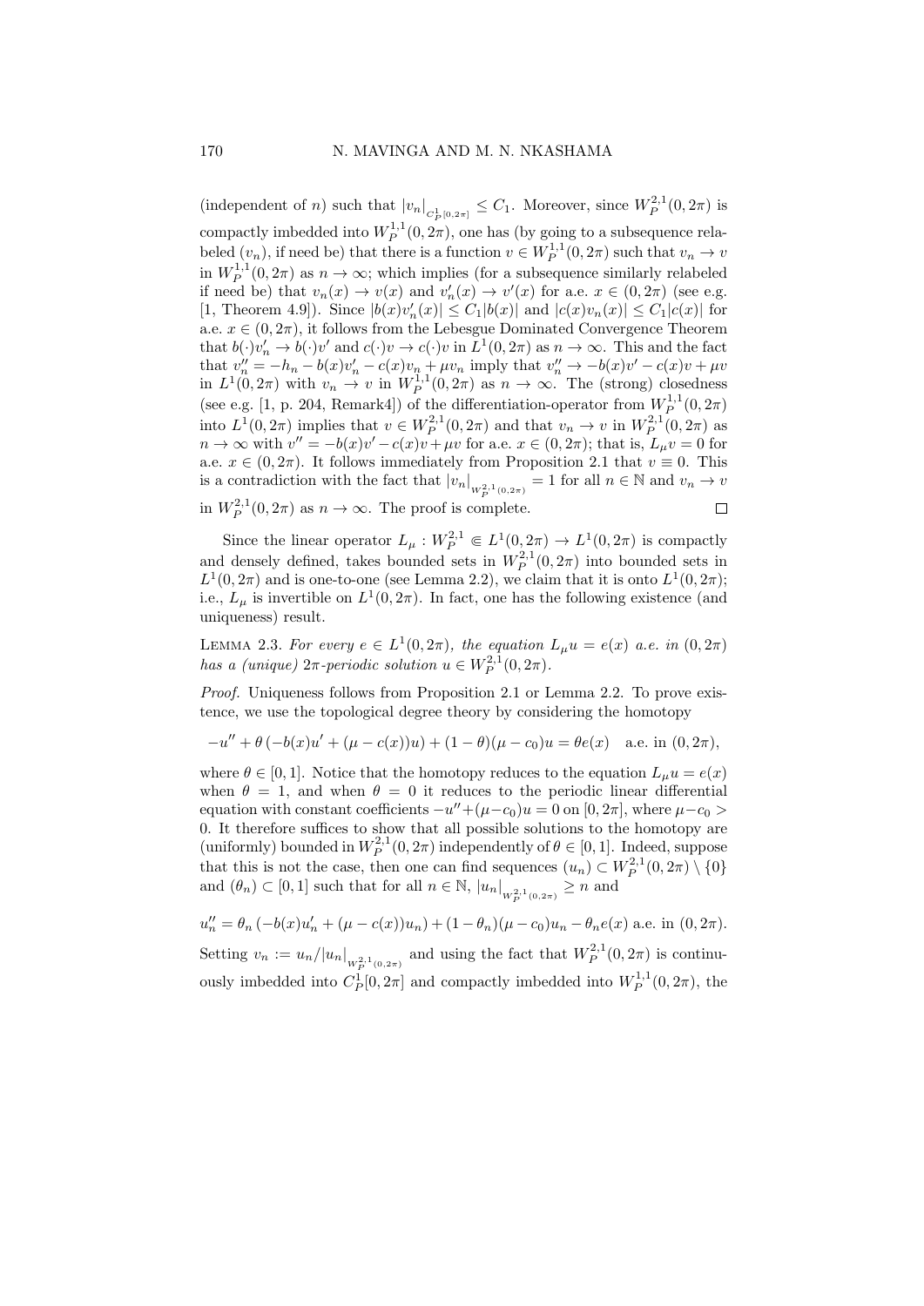(independent of $n$) such that $|v_n|_{C^1_P[0,2\pi]} \leq C_1$. Moreover, since $W^{2,1}_P(0,2\pi)$ is compactly imbedded into $W^{1,1}_P(0,2\pi)$, one has (by going to a subsequence relabeled $(v_n)$, if need be) that there is a function $v \in W^{1,1}_P(0,2\pi)$ such that $v_n \to v$ in $W^{1,1}_P(0,2\pi)$ as $n \to \infty$; which implies (for a subsequence similarly relabeled if need be) that $v_n(x) \to v(x)$ and $v_n'(x) \to v'(x)$ for a.e. $x \in (0,2\pi)$ (see e.g. [1, Theorem 4.9]). Since $|b(x)v_n'(x)| \leq C_1|b(x)|$ and $|c(x)v_n(x)| \leq C_1|c(x)|$ for a.e. $x \in (0,2\pi)$, it follows from the Lebesgue Dominated Convergence Theorem that $b(\cdot)v_n' \to b(\cdot)v'$ and $c(\cdot)v \to c(\cdot)v$ in $L^1(0,2\pi)$ as $n \to \infty$. This and the fact that $v_n'' = -h_n - b(x)v_n' - c(x)v_n + \mu v_n$ imply that $v_n'' \to -b(x)v' - c(x)v + \mu v$ in $L^1(0,2\pi)$ with $v_n \to v$ in $W^{1,1}_P(0,2\pi)$ as $n \to \infty$. The (strong) closedness (see e.g. [1, p. 204, Remark4]) of the differentiation-operator from $W^{1,1}_P(0,2\pi)$ into $L^1(0,2\pi)$ implies that $v \in W^{2,1}_P(0,2\pi)$ and that $v_n \to v$ in $W^{2,1}_P(0,2\pi)$ as $n \to \infty$ with $v'' = -b(x)v' - c(x)v + \mu v$ for a.e. $x \in (0,2\pi)$; that is, $L_\mu v = 0$ for a.e. $x \in (0,2\pi)$. It follows immediately from Proposition 2.1 that $v \equiv 0$. This is a contradiction with the fact that $|v_n|_{W^{2,1}_P(0,2\pi)} = 1$ for all $n \in \mathbb{N}$ and $v_n \to v$ in $W^{2,1}_P(0,2\pi)$ as $n \to \infty$. The proof is complete. $\square$

Since the linear operator $L_\mu : W^{2,1}_P \Subset L^1(0,2\pi) \to L^1(0,2\pi)$ is compactly and densely defined, takes bounded sets in $W^{2,1}_P(0,2\pi)$ into bounded sets in $L^1(0,2\pi)$ and is one-to-one (see Lemma 2.2), we claim that it is onto $L^1(0,2\pi)$; i.e., $L_\mu$ is invertible on $L^1(0,2\pi)$. In fact, one has the following existence (and uniqueness) result.

Lemma 2.3. *For every $e \in L^1(0,2\pi)$, the equation $L_\mu u = e(x)$ a.e. in $(0,2\pi)$ has a (unique) $2\pi$-periodic solution $u \in W^{2,1}_P(0,2\pi)$.*

*Proof.* Uniqueness follows from Proposition 2.1 or Lemma 2.2. To prove existence, we use the topological degree theory by considering the homotopy

$$-u'' + \theta\,(-b(x)u' + (\mu - c(x))u) + (1-\theta)(\mu - c_0)u = \theta e(x) \quad \text{a.e. in } (0,2\pi),$$

where $\theta \in [0,1]$. Notice that the homotopy reduces to the equation $L_\mu u = e(x)$ when $\theta = 1$, and when $\theta = 0$ it reduces to the periodic linear differential equation with constant coefficients $-u'' + (\mu - c_0)u = 0$ on $[0,2\pi]$, where $\mu - c_0 > 0$. It therefore suffices to show that all possible solutions to the homotopy are (uniformly) bounded in $W^{2,1}_P(0,2\pi)$ independently of $\theta \in [0,1]$. Indeed, suppose that this is not the case, then one can find sequences $(u_n) \subset W^{2,1}_P(0,2\pi) \setminus \{0\}$ and $(\theta_n) \subset [0,1]$ such that for all $n \in \mathbb{N}$, $|u_n|_{W^{2,1}_P(0,2\pi)} \geq n$ and

$$u_n'' = \theta_n\,(-b(x)u_n' + (\mu - c(x))u_n) + (1-\theta_n)(\mu - c_0)u_n - \theta_n e(x) \text{ a.e. in } (0,2\pi).$$

Setting $v_n := u_n/|u_n|_{W^{2,1}_P(0,2\pi)}$ and using the fact that $W^{2,1}_P(0,2\pi)$ is continuously imbedded into $C^1_P[0,2\pi]$ and compactly imbedded into $W^{1,1}_P(0,2\pi)$, the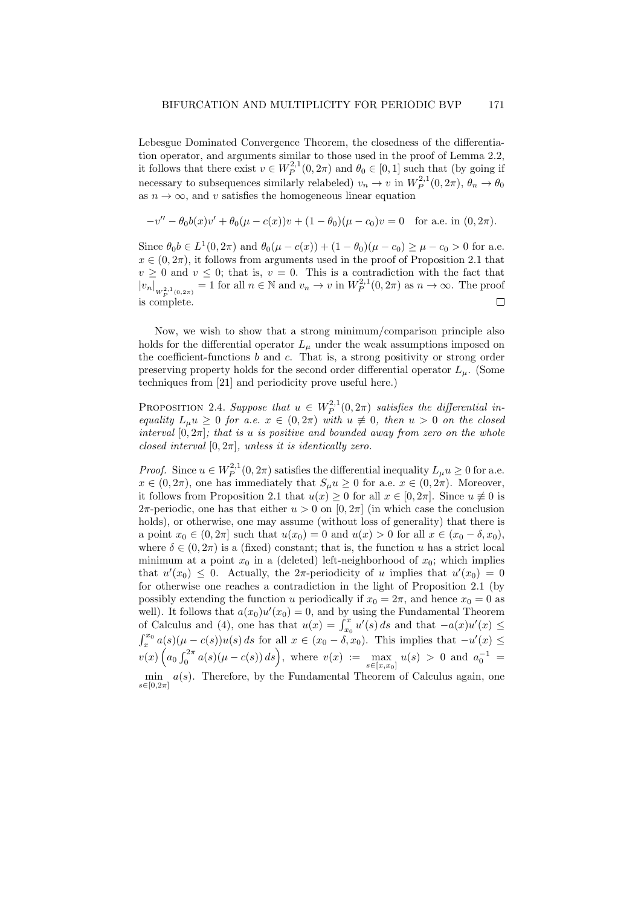Lebesgue Dominated Convergence Theorem, the closedness of the differentiation operator, and arguments similar to those used in the proof of Lemma 2.2, it follows that there exist $v \in W_P^{2,1}(0, 2\pi)$ and $\theta_0 \in [0, 1]$ such that (by going if necessary to subsequences similarly relabeled) $v_n \to v$ in $W_P^{2,1}(0, 2\pi)$, $\theta_n \to \theta_0$ as $n \to \infty$, and $v$ satisfies the homogeneous linear equation

$$-v'' - \theta_0 b(x)v' + \theta_0(\mu - c(x))v + (1 - \theta_0)(\mu - c_0)v = 0 \quad \text{for a.e. in } (0, 2\pi).$$

Since $\theta_0 b \in L^1(0, 2\pi)$ and $\theta_0(\mu - c(x)) + (1 - \theta_0)(\mu - c_0) \geq \mu - c_0 > 0$ for a.e. $x \in (0, 2\pi)$, it follows from arguments used in the proof of Proposition 2.1 that $v \geq 0$ and $v \leq 0$; that is, $v = 0$. This is a contradiction with the fact that $|v_n|_{W_P^{2,1}(0,2\pi)} = 1$ for all $n \in \mathbb{N}$ and $v_n \to v$ in $W_P^{2,1}(0, 2\pi)$ as $n \to \infty$. The proof is complete. □

Now, we wish to show that a strong minimum/comparison principle also holds for the differential operator $L_\mu$ under the weak assumptions imposed on the coefficient-functions $b$ and $c$. That is, a strong positivity or strong order preserving property holds for the second order differential operator $L_\mu$. (Some techniques from [21] and periodicity prove useful here.)

**Proposition 2.4.** *Suppose that $u \in W_P^{2,1}(0, 2\pi)$ satisfies the differential inequality $L_\mu u \geq 0$ for a.e. $x \in (0, 2\pi)$ with $u \not\equiv 0$, then $u > 0$ on the closed interval $[0, 2\pi]$; that is $u$ is positive and bounded away from zero on the whole closed interval $[0, 2\pi]$, unless it is identically zero.*

*Proof.* Since $u \in W_P^{2,1}(0, 2\pi)$ satisfies the differential inequality $L_\mu u \geq 0$ for a.e. $x \in (0, 2\pi)$, one has immediately that $S_\mu u \geq 0$ for a.e. $x \in (0, 2\pi)$. Moreover, it follows from Proposition 2.1 that $u(x) \geq 0$ for all $x \in [0, 2\pi]$. Since $u \not\equiv 0$ is $2\pi$-periodic, one has that either $u > 0$ on $[0, 2\pi]$ (in which case the conclusion holds), or otherwise, one may assume (without loss of generality) that there is a point $x_0 \in (0, 2\pi]$ such that $u(x_0) = 0$ and $u(x) > 0$ for all $x \in (x_0 - \delta, x_0)$, where $\delta \in (0, 2\pi)$ is a (fixed) constant; that is, the function $u$ has a strict local minimum at a point $x_0$ in a (deleted) left-neighborhood of $x_0$; which implies that $u'(x_0) \leq 0$. Actually, the $2\pi$-periodicity of $u$ implies that $u'(x_0) = 0$ for otherwise one reaches a contradiction in the light of Proposition 2.1 (by possibly extending the function $u$ periodically if $x_0 = 2\pi$, and hence $x_0 = 0$ as well). It follows that $a(x_0)u'(x_0) = 0$, and by using the Fundamental Theorem of Calculus and (4), one has that $u(x) = \int_{x_0}^{x} u'(s)\, ds$ and that $-a(x)u'(x) \leq \int_x^{x_0} a(s)(\mu - c(s))u(s)\, ds$ for all $x \in (x_0 - \delta, x_0)$. This implies that $-u'(x) \leq v(x)\left(a_0 \int_0^{2\pi} a(s)(\mu - c(s))\, ds\right)$, where $v(x) := \max\limits_{s \in [x, x_0]} u(s) > 0$ and $a_0^{-1} = \min\limits_{s \in [0, 2\pi]} a(s)$. Therefore, by the Fundamental Theorem of Calculus again, one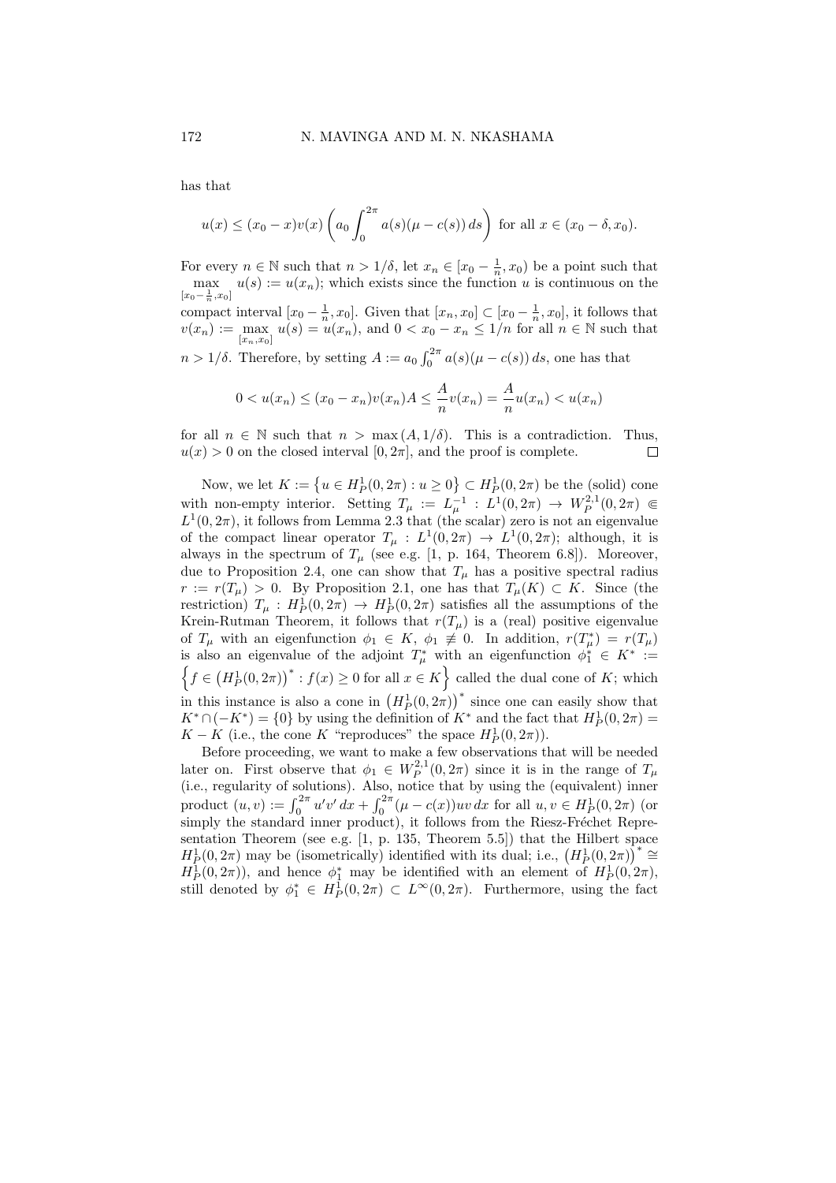has that

$$u(x) \leq (x_0 - x)v(x)\left(a_0 \int_0^{2\pi} a(s)(\mu - c(s))\, ds\right) \text{ for all } x \in (x_0 - \delta, x_0).$$

For every $n \in \mathbb{N}$ such that $n > 1/\delta$, let $x_n \in [x_0 - \frac{1}{n}, x_0)$ be a point such that $\max\limits_{[x_0 - \frac{1}{n}, x_0]} u(s) := u(x_n)$; which exists since the function $u$ is continuous on the compact interval $[x_0 - \frac{1}{n}, x_0]$. Given that $[x_n, x_0] \subset [x_0 - \frac{1}{n}, x_0]$, it follows that $v(x_n) := \max\limits_{[x_n, x_0]} u(s) = u(x_n)$, and $0 < x_0 - x_n \leq 1/n$ for all $n \in \mathbb{N}$ such that $n > 1/\delta$. Therefore, by setting $A := a_0 \int_0^{2\pi} a(s)(\mu - c(s))\, ds$, one has that

$$0 < u(x_n) \leq (x_0 - x_n)v(x_n)A \leq \frac{A}{n} v(x_n) = \frac{A}{n} u(x_n) < u(x_n)$$

for all $n \in \mathbb{N}$ such that $n > \max(A, 1/\delta)$. This is a contradiction. Thus, $u(x) > 0$ on the closed interval $[0, 2\pi]$, and the proof is complete. $\square$

Now, we let $K := \left\{u \in H_P^1(0, 2\pi) : u \geq 0\right\} \subset H_P^1(0, 2\pi)$ be the (solid) cone with non-empty interior. Setting $T_\mu := L_\mu^{-1} : L^1(0, 2\pi) \to W_P^{2,1}(0, 2\pi) \Subset L^1(0, 2\pi)$, it follows from Lemma 2.3 that (the scalar) zero is not an eigenvalue of the compact linear operator $T_\mu : L^1(0, 2\pi) \to L^1(0, 2\pi)$; although, it is always in the spectrum of $T_\mu$ (see e.g. [1, p. 164, Theorem 6.8]). Moreover, due to Proposition 2.4, one can show that $T_\mu$ has a positive spectral radius $r := r(T_\mu) > 0$. By Proposition 2.1, one has that $T_\mu(K) \subset K$. Since (the restriction) $T_\mu : H_P^1(0, 2\pi) \to H_P^1(0, 2\pi)$ satisfies all the assumptions of the Krein-Rutman Theorem, it follows that $r(T_\mu)$ is a (real) positive eigenvalue of $T_\mu$ with an eigenfunction $\phi_1 \in K$, $\phi_1 \not\equiv 0$. In addition, $r(T_\mu^*) = r(T_\mu)$ is also an eigenvalue of the adjoint $T_\mu^*$ with an eigenfunction $\phi_1^* \in K^* := \left\{f \in \left(H_P^1(0, 2\pi)\right)^* : f(x) \geq 0 \text{ for all } x \in K\right\}$ called the dual cone of $K$; which in this instance is also a cone in $\left(H_P^1(0, 2\pi)\right)^*$ since one can easily show that $K^* \cap (-K^*) = \{0\}$ by using the definition of $K^*$ and the fact that $H_P^1(0, 2\pi) = K - K$ (i.e., the cone $K$ "reproduces" the space $H_P^1(0, 2\pi)$).

Before proceeding, we want to make a few observations that will be needed later on. First observe that $\phi_1 \in W_P^{2,1}(0, 2\pi)$ since it is in the range of $T_\mu$ (i.e., regularity of solutions). Also, notice that by using the (equivalent) inner product $(u, v) := \int_0^{2\pi} u'v'\, dx + \int_0^{2\pi}(\mu - c(x))uv\, dx$ for all $u, v \in H_P^1(0, 2\pi)$ (or simply the standard inner product), it follows from the Riesz-Fréchet Representation Theorem (see e.g. [1, p. 135, Theorem 5.5]) that the Hilbert space $H_P^1(0, 2\pi)$ may be (isometrically) identified with its dual; i.e., $\left(H_P^1(0, 2\pi)\right)^* \cong H_P^1(0, 2\pi)$), and hence $\phi_1^*$ may be identified with an element of $H_P^1(0, 2\pi)$, still denoted by $\phi_1^* \in H_P^1(0, 2\pi) \subset L^\infty(0, 2\pi)$. Furthermore, using the fact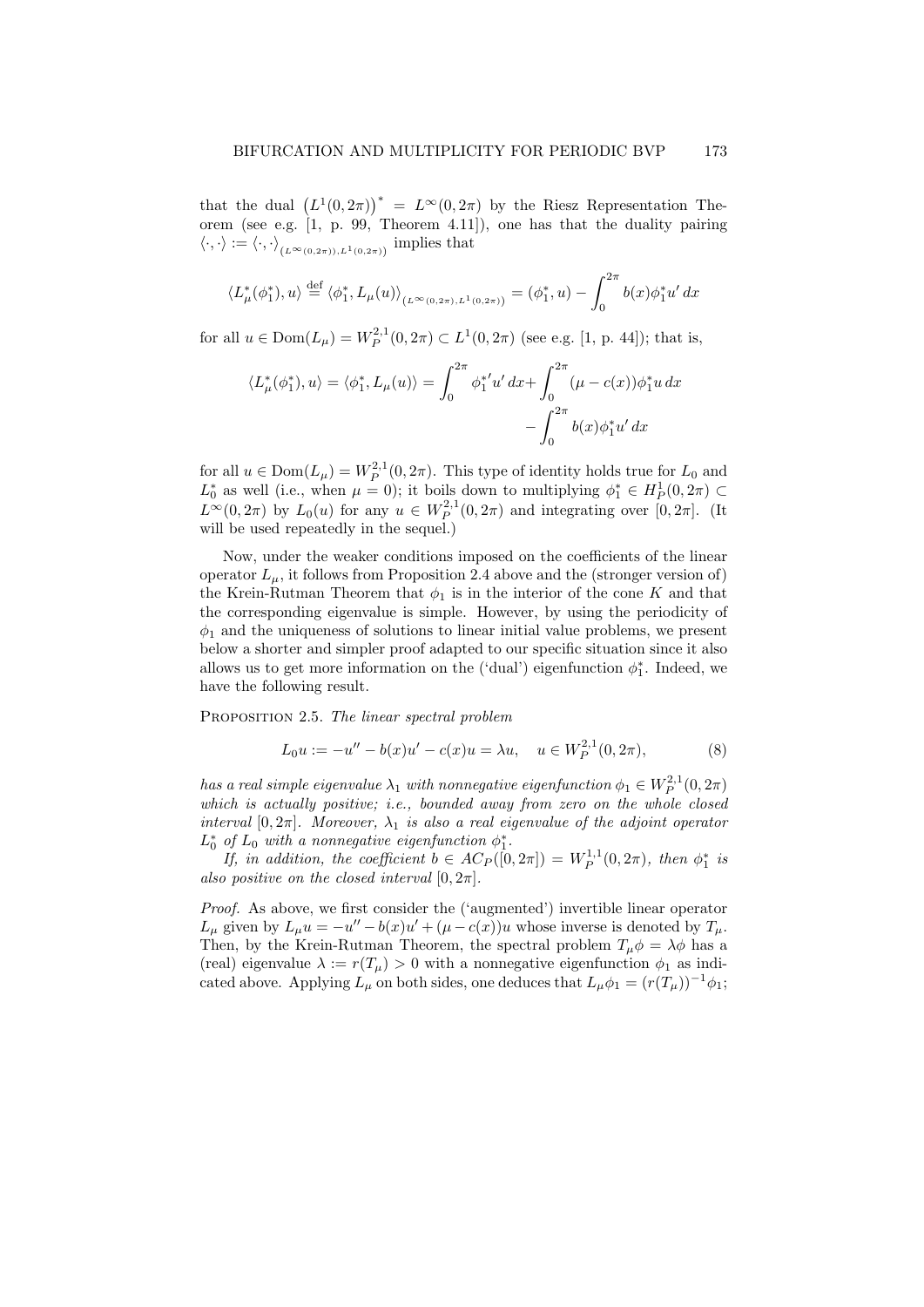that the dual $\left(L^1(0,2\pi)\right)^* = L^\infty(0,2\pi)$ by the Riesz Representation Theorem (see e.g. [1, p. 99, Theorem 4.11]), one has that the duality pairing $\langle\cdot,\cdot\rangle := \langle\cdot,\cdot\rangle_{(L^\infty(0,2\pi)),L^1(0,2\pi))}$ implies that

$$\langle L_\mu^*(\phi_1^*), u\rangle \stackrel{\text{def}}{=} \langle \phi_1^*, L_\mu(u)\rangle_{(L^\infty(0,2\pi),L^1(0,2\pi))} = (\phi_1^*, u) - \int_0^{2\pi} b(x)\phi_1^* u'\,dx$$

for all $u \in \mathrm{Dom}(L_\mu) = W_P^{2,1}(0,2\pi) \subset L^1(0,2\pi)$ (see e.g. [1, p. 44]); that is,

$$\langle L_\mu^*(\phi_1^*), u\rangle = \langle \phi_1^*, L_\mu(u)\rangle = \int_0^{2\pi} {\phi_1^*}' u'\,dx + \int_0^{2\pi} (\mu - c(x))\phi_1^* u\,dx - \int_0^{2\pi} b(x)\phi_1^* u'\,dx$$

for all $u \in \mathrm{Dom}(L_\mu) = W_P^{2,1}(0,2\pi)$. This type of identity holds true for $L_0$ and $L_0^*$ as well (i.e., when $\mu = 0$); it boils down to multiplying $\phi_1^* \in H_P^1(0,2\pi) \subset L^\infty(0,2\pi)$ by $L_0(u)$ for any $u \in W_P^{2,1}(0,2\pi)$ and integrating over $[0,2\pi]$. (It will be used repeatedly in the sequel.)

Now, under the weaker conditions imposed on the coefficients of the linear operator $L_\mu$, it follows from Proposition 2.4 above and the (stronger version of) the Krein-Rutman Theorem that $\phi_1$ is in the interior of the cone $K$ and that the corresponding eigenvalue is simple. However, by using the periodicity of $\phi_1$ and the uniqueness of solutions to linear initial value problems, we present below a shorter and simpler proof adapted to our specific situation since it also allows us to get more information on the ('dual') eigenfunction $\phi_1^*$. Indeed, we have the following result.

Proposition 2.5. *The linear spectral problem*

$$L_0 u := -u'' - b(x)u' - c(x)u = \lambda u, \quad u \in W_P^{2,1}(0,2\pi), \tag{8}$$

*has a real simple eigenvalue $\lambda_1$ with nonnegative eigenfunction $\phi_1 \in W_P^{2,1}(0,2\pi)$ which is actually positive; i.e., bounded away from zero on the whole closed interval $[0,2\pi]$. Moreover, $\lambda_1$ is also a real eigenvalue of the adjoint operator $L_0^*$ of $L_0$ with a nonnegative eigenfunction $\phi_1^*$.*

*If, in addition, the coefficient $b \in AC_P([0,2\pi]) = W_P^{1,1}(0,2\pi)$, then $\phi_1^*$ is also positive on the closed interval $[0,2\pi]$.*

*Proof.* As above, we first consider the ('augmented') invertible linear operator $L_\mu$ given by $L_\mu u = -u'' - b(x)u' + (\mu - c(x))u$ whose inverse is denoted by $T_\mu$. Then, by the Krein-Rutman Theorem, the spectral problem $T_\mu\phi = \lambda\phi$ has a (real) eigenvalue $\lambda := r(T_\mu) > 0$ with a nonnegative eigenfunction $\phi_1$ as indicated above. Applying $L_\mu$ on both sides, one deduces that $L_\mu\phi_1 = (r(T_\mu))^{-1}\phi_1$;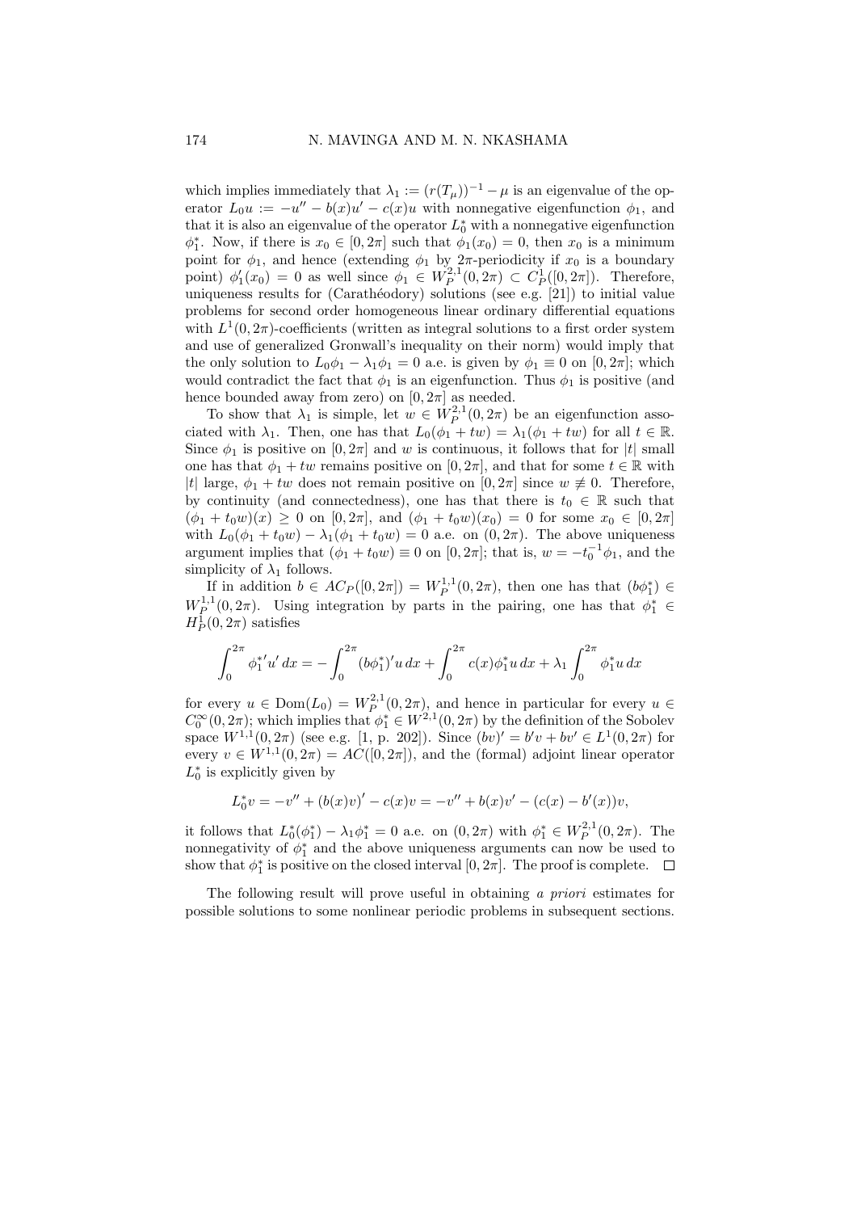which implies immediately that $\lambda_1 := (r(T_\mu))^{-1} - \mu$ is an eigenvalue of the operator $L_0 u := -u'' - b(x)u' - c(x)u$ with nonnegative eigenfunction $\phi_1$, and that it is also an eigenvalue of the operator $L_0^*$ with a nonnegative eigenfunction $\phi_1^*$. Now, if there is $x_0 \in [0, 2\pi]$ such that $\phi_1(x_0) = 0$, then $x_0$ is a minimum point for $\phi_1$, and hence (extending $\phi_1$ by $2\pi$-periodicity if $x_0$ is a boundary point) $\phi_1'(x_0) = 0$ as well since $\phi_1 \in W_P^{2,1}(0, 2\pi) \subset C_P^1([0, 2\pi])$. Therefore, uniqueness results for (Carathéodory) solutions (see e.g. [21]) to initial value problems for second order homogeneous linear ordinary differential equations with $L^1(0, 2\pi)$-coefficients (written as integral solutions to a first order system and use of generalized Gronwall's inequality on their norm) would imply that the only solution to $L_0\phi_1 - \lambda_1\phi_1 = 0$ a.e. is given by $\phi_1 \equiv 0$ on $[0, 2\pi]$; which would contradict the fact that $\phi_1$ is an eigenfunction. Thus $\phi_1$ is positive (and hence bounded away from zero) on $[0, 2\pi]$ as needed.

To show that $\lambda_1$ is simple, let $w \in W_P^{2,1}(0, 2\pi)$ be an eigenfunction associated with $\lambda_1$. Then, one has that $L_0(\phi_1 + tw) = \lambda_1(\phi_1 + tw)$ for all $t \in \mathbb{R}$. Since $\phi_1$ is positive on $[0, 2\pi]$ and $w$ is continuous, it follows that for $|t|$ small one has that $\phi_1 + tw$ remains positive on $[0, 2\pi]$, and that for some $t \in \mathbb{R}$ with $|t|$ large, $\phi_1 + tw$ does not remain positive on $[0, 2\pi]$ since $w \not\equiv 0$. Therefore, by continuity (and connectedness), one has that there is $t_0 \in \mathbb{R}$ such that $(\phi_1 + t_0 w)(x) \geq 0$ on $[0, 2\pi]$, and $(\phi_1 + t_0 w)(x_0) = 0$ for some $x_0 \in [0, 2\pi]$ with $L_0(\phi_1 + t_0 w) - \lambda_1(\phi_1 + t_0 w) = 0$ a.e. on $(0, 2\pi)$. The above uniqueness argument implies that $(\phi_1 + t_0 w) \equiv 0$ on $[0, 2\pi]$; that is, $w = -t_0^{-1}\phi_1$, and the simplicity of $\lambda_1$ follows.

If in addition $b \in AC_P([0, 2\pi]) = W_P^{1,1}(0, 2\pi)$, then one has that $(b\phi_1^*) \in W_P^{1,1}(0, 2\pi)$. Using integration by parts in the pairing, one has that $\phi_1^* \in H_P^1(0, 2\pi)$ satisfies

$$\int_0^{2\pi} \phi_1^{*\prime} u' \, dx = -\int_0^{2\pi} (b\phi_1^*)' u \, dx + \int_0^{2\pi} c(x)\phi_1^* u \, dx + \lambda_1 \int_0^{2\pi} \phi_1^* u \, dx$$

for every $u \in \mathrm{Dom}(L_0) = W_P^{2,1}(0, 2\pi)$, and hence in particular for every $u \in C_0^\infty(0, 2\pi)$; which implies that $\phi_1^* \in W^{2,1}(0, 2\pi)$ by the definition of the Sobolev space $W^{1,1}(0, 2\pi)$ (see e.g. [1, p. 202]). Since $(bv)' = b'v + bv' \in L^1(0, 2\pi)$ for every $v \in W^{1,1}(0, 2\pi) = AC([0, 2\pi])$, and the (formal) adjoint linear operator $L_0^*$ is explicitly given by

$$L_0^* v = -v'' + (b(x)v)' - c(x)v = -v'' + b(x)v' - (c(x) - b'(x))v,$$

it follows that $L_0^*(\phi_1^*) - \lambda_1\phi_1^* = 0$ a.e. on $(0, 2\pi)$ with $\phi_1^* \in W_P^{2,1}(0, 2\pi)$. The nonnegativity of $\phi_1^*$ and the above uniqueness arguments can now be used to show that $\phi_1^*$ is positive on the closed interval $[0, 2\pi]$. The proof is complete. $\square$

The following result will prove useful in obtaining *a priori* estimates for possible solutions to some nonlinear periodic problems in subsequent sections.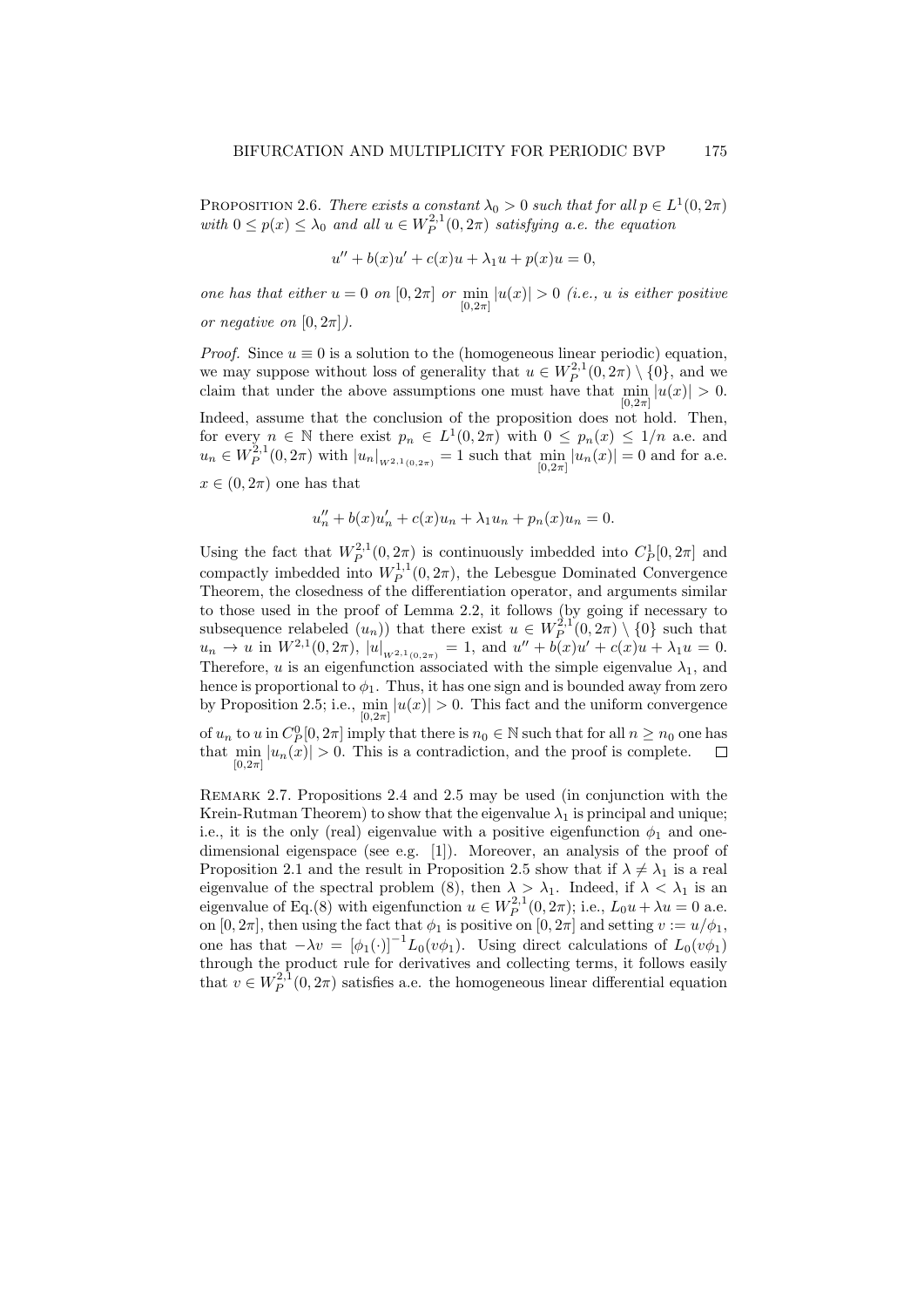**Proposition 2.6.** *There exists a constant $\lambda_0 > 0$ such that for all $p \in L^1(0, 2\pi)$ with $0 \le p(x) \le \lambda_0$ and all $u \in W_P^{2,1}(0, 2\pi)$ satisfying a.e. the equation*

$$u'' + b(x)u' + c(x)u + \lambda_1 u + p(x)u = 0,$$

*one has that either $u = 0$ on $[0, 2\pi]$ or $\min_{[0,2\pi]} |u(x)| > 0$ (i.e., $u$ is either positive or negative on $[0, 2\pi]$).*

*Proof.* Since $u \equiv 0$ is a solution to the (homogeneous linear periodic) equation, we may suppose without loss of generality that $u \in W_P^{2,1}(0, 2\pi) \setminus \{0\}$, and we claim that under the above assumptions one must have that $\min_{[0,2\pi]} |u(x)| > 0$. Indeed, assume that the conclusion of the proposition does not hold. Then, for every $n \in \mathbb{N}$ there exist $p_n \in L^1(0, 2\pi)$ with $0 \le p_n(x) \le 1/n$ a.e. and $u_n \in W_P^{2,1}(0, 2\pi)$ with $|u_n|_{W^{2,1}(0,2\pi)} = 1$ such that $\min_{[0,2\pi]} |u_n(x)| = 0$ and for a.e. $x \in (0, 2\pi)$ one has that

$$u_n'' + b(x)u_n' + c(x)u_n + \lambda_1 u_n + p_n(x)u_n = 0.$$

Using the fact that $W_P^{2,1}(0, 2\pi)$ is continuously imbedded into $C_P^1[0, 2\pi]$ and compactly imbedded into $W_P^{1,1}(0, 2\pi)$, the Lebesgue Dominated Convergence Theorem, the closedness of the differentiation operator, and arguments similar to those used in the proof of Lemma 2.2, it follows (by going if necessary to subsequence relabeled $(u_n)$) that there exist $u \in W_P^{2,1}(0, 2\pi) \setminus \{0\}$ such that $u_n \to u$ in $W^{2,1}(0, 2\pi)$, $|u|_{W^{2,1}(0,2\pi)} = 1$, and $u'' + b(x)u' + c(x)u + \lambda_1 u = 0$. Therefore, $u$ is an eigenfunction associated with the simple eigenvalue $\lambda_1$, and hence is proportional to $\phi_1$. Thus, it has one sign and is bounded away from zero by Proposition 2.5; i.e., $\min_{[0,2\pi]} |u(x)| > 0$. This fact and the uniform convergence of $u_n$ to $u$ in $C_P^0[0, 2\pi]$ imply that there is $n_0 \in \mathbb{N}$ such that for all $n \ge n_0$ one has that $\min_{[0,2\pi]} |u_n(x)| > 0$. This is a contradiction, and the proof is complete. $\square$

**Remark 2.7.** Propositions 2.4 and 2.5 may be used (in conjunction with the Krein-Rutman Theorem) to show that the eigenvalue $\lambda_1$ is principal and unique; i.e., it is the only (real) eigenvalue with a positive eigenfunction $\phi_1$ and one-dimensional eigenspace (see e.g. [1]). Moreover, an analysis of the proof of Proposition 2.1 and the result in Proposition 2.5 show that if $\lambda \ne \lambda_1$ is a real eigenvalue of the spectral problem (8), then $\lambda > \lambda_1$. Indeed, if $\lambda < \lambda_1$ is an eigenvalue of Eq.(8) with eigenfunction $u \in W_P^{2,1}(0, 2\pi)$; i.e., $L_0 u + \lambda u = 0$ a.e. on $[0, 2\pi]$, then using the fact that $\phi_1$ is positive on $[0, 2\pi]$ and setting $v := u/\phi_1$, one has that $-\lambda v = [\phi_1(\cdot)]^{-1} L_0(v\phi_1)$. Using direct calculations of $L_0(v\phi_1)$ through the product rule for derivatives and collecting terms, it follows easily that $v \in W_P^{2,1}(0, 2\pi)$ satisfies a.e. the homogeneous linear differential equation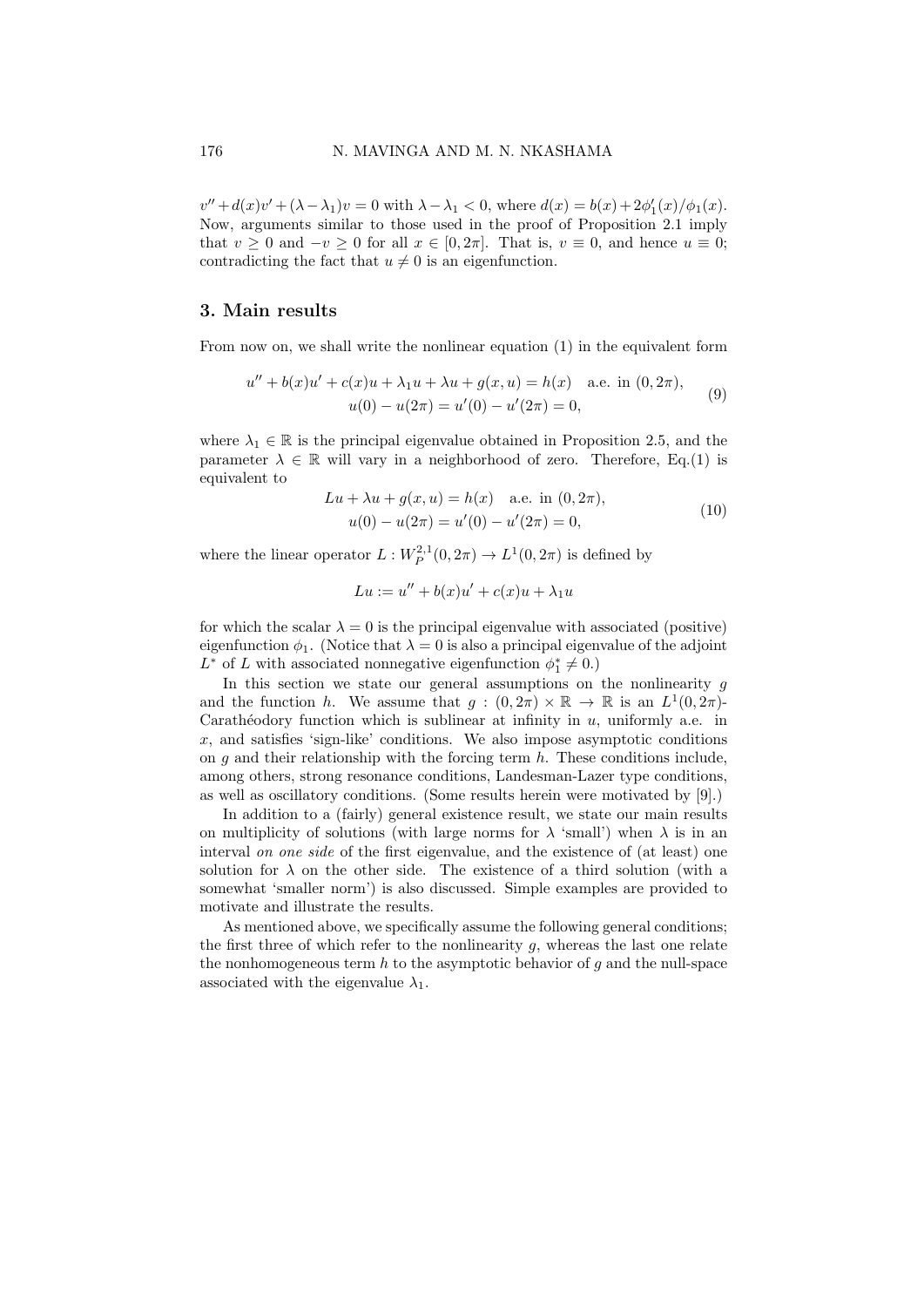$v'' + d(x)v' + (\lambda - \lambda_1)v = 0$ with $\lambda - \lambda_1 < 0$, where $d(x) = b(x) + 2\phi_1'(x)/\phi_1(x)$. Now, arguments similar to those used in the proof of Proposition 2.1 imply that $v \geq 0$ and $-v \geq 0$ for all $x \in [0, 2\pi]$. That is, $v \equiv 0$, and hence $u \equiv 0$; contradicting the fact that $u \neq 0$ is an eigenfunction.

## 3. Main results

From now on, we shall write the nonlinear equation (1) in the equivalent form

$$
\begin{gathered}
u'' + b(x)u' + c(x)u + \lambda_1 u + \lambda u + g(x, u) = h(x) \quad \text{a.e. in } (0, 2\pi), \\
u(0) - u(2\pi) = u'(0) - u'(2\pi) = 0,
\end{gathered}
\tag{9}
$$

where $\lambda_1 \in \mathbb{R}$ is the principal eigenvalue obtained in Proposition 2.5, and the parameter $\lambda \in \mathbb{R}$ will vary in a neighborhood of zero. Therefore, Eq.(1) is equivalent to

$$
\begin{gathered}
Lu + \lambda u + g(x, u) = h(x) \quad \text{a.e. in } (0, 2\pi), \\
u(0) - u(2\pi) = u'(0) - u'(2\pi) = 0,
\end{gathered}
\tag{10}
$$

where the linear operator $L : W_P^{2,1}(0, 2\pi) \to L^1(0, 2\pi)$ is defined by

$$
Lu := u'' + b(x)u' + c(x)u + \lambda_1 u
$$

for which the scalar $\lambda = 0$ is the principal eigenvalue with associated (positive) eigenfunction $\phi_1$. (Notice that $\lambda = 0$ is also a principal eigenvalue of the adjoint $L^*$ of $L$ with associated nonnegative eigenfunction $\phi_1^* \neq 0$.)

In this section we state our general assumptions on the nonlinearity $g$ and the function $h$. We assume that $g : (0, 2\pi) \times \mathbb{R} \to \mathbb{R}$ is an $L^1(0, 2\pi)$-Carathéodory function which is sublinear at infinity in $u$, uniformly a.e. in $x$, and satisfies 'sign-like' conditions. We also impose asymptotic conditions on $g$ and their relationship with the forcing term $h$. These conditions include, among others, strong resonance conditions, Landesman-Lazer type conditions, as well as oscillatory conditions. (Some results herein were motivated by [9].)

In addition to a (fairly) general existence result, we state our main results on multiplicity of solutions (with large norms for $\lambda$ 'small') when $\lambda$ is in an interval *on one side* of the first eigenvalue, and the existence of (at least) one solution for $\lambda$ on the other side. The existence of a third solution (with a somewhat 'smaller norm') is also discussed. Simple examples are provided to motivate and illustrate the results.

As mentioned above, we specifically assume the following general conditions; the first three of which refer to the nonlinearity $g$, whereas the last one relate the nonhomogeneous term $h$ to the asymptotic behavior of $g$ and the null-space associated with the eigenvalue $\lambda_1$.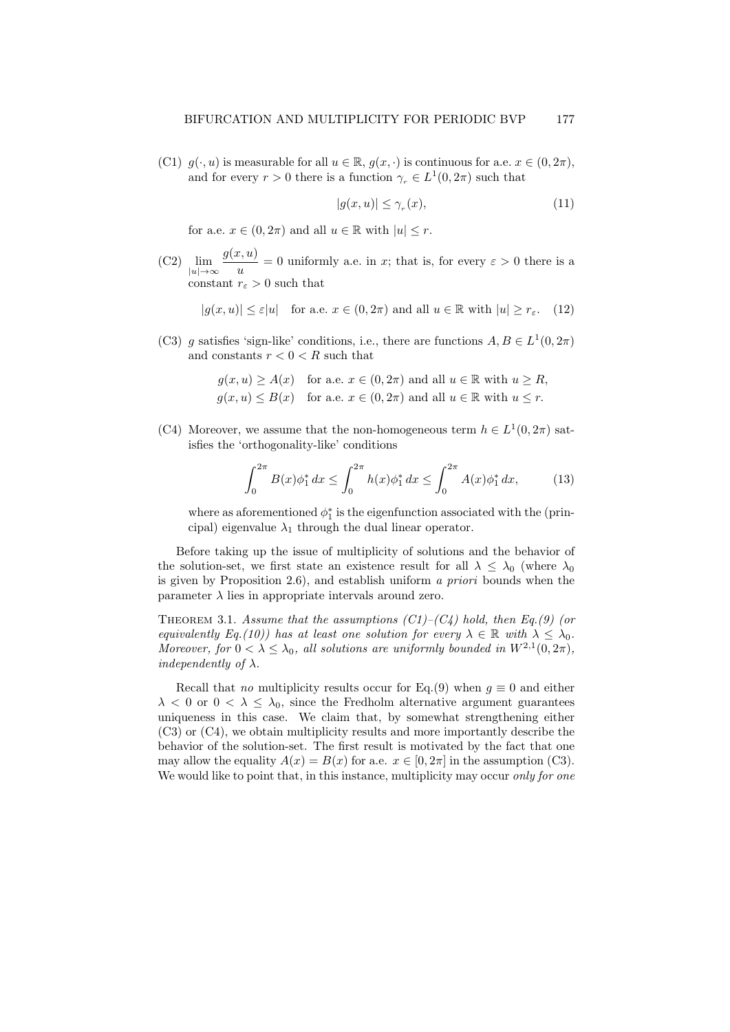(C1) $g(\cdot, u)$ is measurable for all $u \in \mathbb{R}$, $g(x, \cdot)$ is continuous for a.e. $x \in (0, 2\pi)$, and for every $r > 0$ there is a function $\gamma_r \in L^1(0, 2\pi)$ such that

$$|g(x, u)| \leq \gamma_r(x), \tag{11}$$

for a.e. $x \in (0, 2\pi)$ and all $u \in \mathbb{R}$ with $|u| \leq r$.

(C2) $\displaystyle\lim_{|u|\to\infty} \frac{g(x, u)}{u} = 0$ uniformly a.e. in $x$; that is, for every $\varepsilon > 0$ there is a constant $r_\varepsilon > 0$ such that

$$|g(x, u)| \leq \varepsilon |u| \quad \text{for a.e. } x \in (0, 2\pi) \text{ and all } u \in \mathbb{R} \text{ with } |u| \geq r_\varepsilon. \tag{12}$$

(C3) $g$ satisfies 'sign-like' conditions, i.e., there are functions $A, B \in L^1(0, 2\pi)$ and constants $r < 0 < R$ such that

$$g(x, u) \geq A(x) \quad \text{for a.e. } x \in (0, 2\pi) \text{ and all } u \in \mathbb{R} \text{ with } u \geq R,$$
$$g(x, u) \leq B(x) \quad \text{for a.e. } x \in (0, 2\pi) \text{ and all } u \in \mathbb{R} \text{ with } u \leq r.$$

(C4) Moreover, we assume that the non-homogeneous term $h \in L^1(0, 2\pi)$ satisfies the 'orthogonality-like' conditions

$$\int_0^{2\pi} B(x)\phi_1^* \, dx \leq \int_0^{2\pi} h(x)\phi_1^* \, dx \leq \int_0^{2\pi} A(x)\phi_1^* \, dx, \tag{13}$$

where as aforementioned $\phi_1^*$ is the eigenfunction associated with the (principal) eigenvalue $\lambda_1$ through the dual linear operator.

Before taking up the issue of multiplicity of solutions and the behavior of the solution-set, we first state an existence result for all $\lambda \leq \lambda_0$ (where $\lambda_0$ is given by Proposition 2.6), and establish uniform *a priori* bounds when the parameter $\lambda$ lies in appropriate intervals around zero.

Theorem 3.1. *Assume that the assumptions (C1)–(C4) hold, then Eq.(9) (or equivalently Eq.(10)) has at least one solution for every $\lambda \in \mathbb{R}$ with $\lambda \leq \lambda_0$. Moreover, for $0 < \lambda \leq \lambda_0$, all solutions are uniformly bounded in $W^{2,1}(0, 2\pi)$, independently of $\lambda$.*

Recall that *no* multiplicity results occur for Eq.(9) when $g \equiv 0$ and either $\lambda < 0$ or $0 < \lambda \leq \lambda_0$, since the Fredholm alternative argument guarantees uniqueness in this case. We claim that, by somewhat strengthening either (C3) or (C4), we obtain multiplicity results and more importantly describe the behavior of the solution-set. The first result is motivated by the fact that one may allow the equality $A(x) = B(x)$ for a.e. $x \in [0, 2\pi]$ in the assumption (C3). We would like to point that, in this instance, multiplicity may occur *only for one*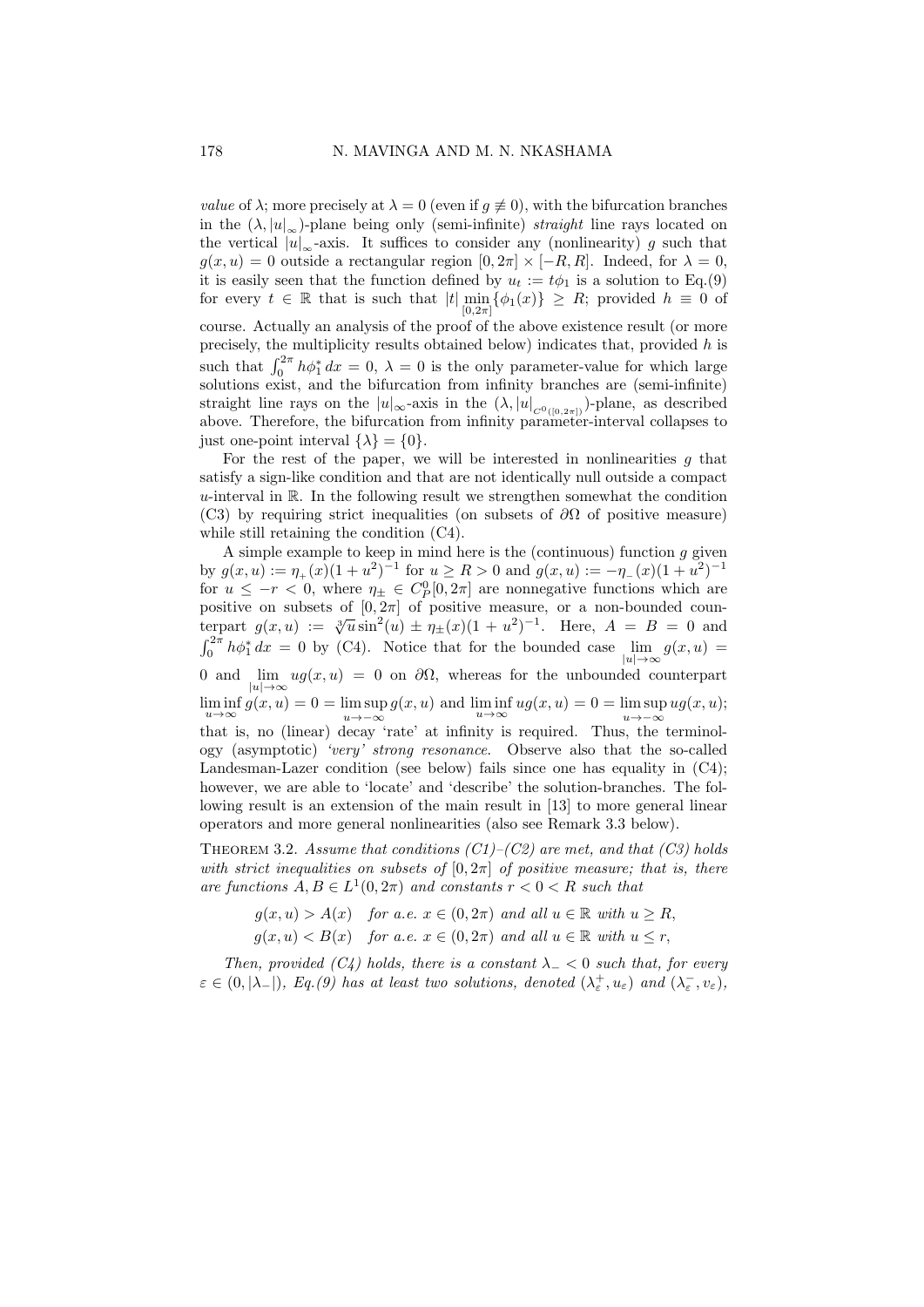*value* of $\lambda$; more precisely at $\lambda = 0$ (even if $g \not\equiv 0$), with the bifurcation branches in the $(\lambda, |u|_\infty)$-plane being only (semi-infinite) *straight* line rays located on the vertical $|u|_\infty$-axis. It suffices to consider any (nonlinearity) $g$ such that $g(x,u) = 0$ outside a rectangular region $[0, 2\pi] \times [-R, R]$. Indeed, for $\lambda = 0$, it is easily seen that the function defined by $u_t := t\phi_1$ is a solution to Eq.(9) for every $t \in \mathbb{R}$ that is such that $|t| \min_{[0,2\pi]}\{\phi_1(x)\} \geq R$; provided $h \equiv 0$ of course. Actually an analysis of the proof of the above existence result (or more precisely, the multiplicity results obtained below) indicates that, provided $h$ is such that $\int_0^{2\pi} h\phi_1^* \, dx = 0$, $\lambda = 0$ is the only parameter-value for which large solutions exist, and the bifurcation from infinity branches are (semi-infinite) straight line rays on the $|u|_\infty$-axis in the $(\lambda, |u|_{C^0([0,2\pi])})$-plane, as described above. Therefore, the bifurcation from infinity parameter-interval collapses to just one-point interval $\{\lambda\} = \{0\}$.

For the rest of the paper, we will be interested in nonlinearities $g$ that satisfy a sign-like condition and that are not identically null outside a compact $u$-interval in $\mathbb{R}$. In the following result we strengthen somewhat the condition (C3) by requiring strict inequalities (on subsets of $\partial\Omega$ of positive measure) while still retaining the condition (C4).

A simple example to keep in mind here is the (continuous) function $g$ given by $g(x,u) := \eta_+(x)(1+u^2)^{-1}$ for $u \geq R > 0$ and $g(x,u) := -\eta_-(x)(1+u^2)^{-1}$ for $u \leq -r < 0$, where $\eta_\pm \in C_P^0[0, 2\pi]$ are nonnegative functions which are positive on subsets of $[0, 2\pi]$ of positive measure, or a non-bounded counterpart $g(x,u) := \sqrt[3]{u}\sin^2(u) \pm \eta_\pm(x)(1+u^2)^{-1}$. Here, $A = B = 0$ and $\int_0^{2\pi} h\phi_1^* \, dx = 0$ by (C4). Notice that for the bounded case $\lim_{|u|\to\infty} g(x,u) = 0$ and $\lim_{|u|\to\infty} ug(x,u) = 0$ on $\partial\Omega$, whereas for the unbounded counterpart $\liminf_{u\to\infty} g(x,u) = 0 = \limsup_{u\to-\infty} g(x,u)$ and $\liminf_{u\to\infty} ug(x,u) = 0 = \limsup_{u\to-\infty} ug(x,u)$; that is, no (linear) decay 'rate' at infinity is required. Thus, the terminology (asymptotic) *'very' strong resonance*. Observe also that the so-called Landesman-Lazer condition (see below) fails since one has equality in (C4); however, we are able to 'locate' and 'describe' the solution-branches. The following result is an extension of the main result in [13] to more general linear operators and more general nonlinearities (also see Remark 3.3 below).

Theorem 3.2. *Assume that conditions (C1)–(C2) are met, and that (C3) holds with strict inequalities on subsets of $[0, 2\pi]$ of positive measure; that is, there are functions $A, B \in L^1(0, 2\pi)$ and constants $r < 0 < R$ such that*

$$g(x,u) > A(x) \quad \text{for a.e. } x \in (0, 2\pi) \text{ and all } u \in \mathbb{R} \text{ with } u \geq R,$$
$$g(x,u) < B(x) \quad \text{for a.e. } x \in (0, 2\pi) \text{ and all } u \in \mathbb{R} \text{ with } u \leq r,$$

*Then, provided (C4) holds, there is a constant $\lambda_- < 0$ such that, for every $\varepsilon \in (0, |\lambda_-|)$, Eq.(9) has at least two solutions, denoted $(\lambda_\varepsilon^+, u_\varepsilon)$ and $(\lambda_\varepsilon^-, v_\varepsilon)$,*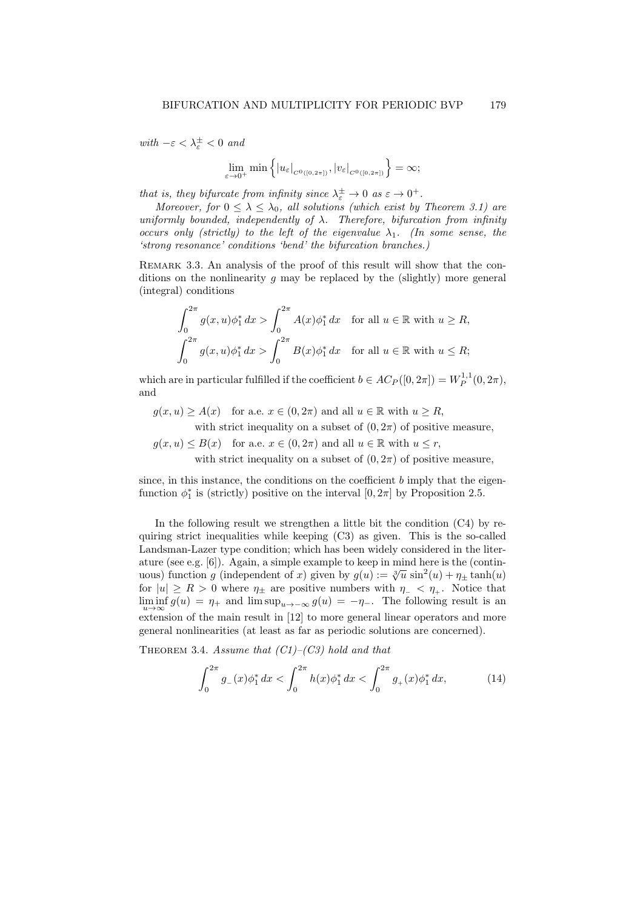*with* $-\varepsilon < \lambda_\varepsilon^\pm < 0$ *and*

$$\lim_{\varepsilon\to 0^+} \min\left\{ |u_\varepsilon|_{C^0([0,2\pi])}, |v_\varepsilon|_{C^0([0,2\pi])} \right\} = \infty;$$

*that is, they bifurcate from infinity since* $\lambda_\varepsilon^\pm \to 0$ *as* $\varepsilon \to 0^+$.

*Moreover, for* $0 \le \lambda \le \lambda_0$*, all solutions (which exist by Theorem 3.1) are uniformly bounded, independently of* $\lambda$*. Therefore, bifurcation from infinity occurs only (strictly) to the left of the eigenvalue* $\lambda_1$*. (In some sense, the 'strong resonance' conditions 'bend' the bifurcation branches.)*

Remark 3.3. An analysis of the proof of this result will show that the conditions on the nonlinearity $g$ may be replaced by the (slightly) more general (integral) conditions

$$\int_0^{2\pi} g(x,u)\phi_1^*\,dx > \int_0^{2\pi} A(x)\phi_1^*\,dx \quad \text{for all } u \in \mathbb{R} \text{ with } u \ge R,$$

$$\int_0^{2\pi} g(x,u)\phi_1^*\,dx > \int_0^{2\pi} B(x)\phi_1^*\,dx \quad \text{for all } u \in \mathbb{R} \text{ with } u \le R;$$

which are in particular fulfilled if the coefficient $b \in AC_P([0,2\pi]) = W_P^{1,1}(0,2\pi)$, and

$g(x,u) \ge A(x)$ for a.e. $x \in (0,2\pi)$ and all $u \in \mathbb{R}$ with $u \ge R$,
with strict inequality on a subset of $(0,2\pi)$ of positive measure,

$g(x,u) \le B(x)$ for a.e. $x \in (0,2\pi)$ and all $u \in \mathbb{R}$ with $u \le r$,
with strict inequality on a subset of $(0,2\pi)$ of positive measure,

since, in this instance, the conditions on the coefficient $b$ imply that the eigenfunction $\phi_1^*$ is (strictly) positive on the interval $[0,2\pi]$ by Proposition 2.5.

In the following result we strengthen a little bit the condition (C4) by requiring strict inequalities while keeping (C3) as given. This is the so-called Landsman-Lazer type condition; which has been widely considered in the literature (see e.g. [6]). Again, a simple example to keep in mind here is the (continuous) function $g$ (independent of $x$) given by $g(u) := \sqrt[3]{u}\,\sin^2(u) + \eta_\pm \tanh(u)$ for $|u| \ge R > 0$ where $\eta_\pm$ are positive numbers with $\eta_- < \eta_+$. Notice that $\liminf_{u\to\infty} g(u) = \eta_+$ and $\limsup_{u\to-\infty} g(u) = -\eta_-$. The following result is an extension of the main result in [12] to more general linear operators and more general nonlinearities (at least as far as periodic solutions are concerned).

Theorem 3.4. *Assume that (C1)–(C3) hold and that*

$$\int_0^{2\pi} g_-(x)\phi_1^*\,dx < \int_0^{2\pi} h(x)\phi_1^*\,dx < \int_0^{2\pi} g_+(x)\phi_1^*\,dx, \tag{14}$$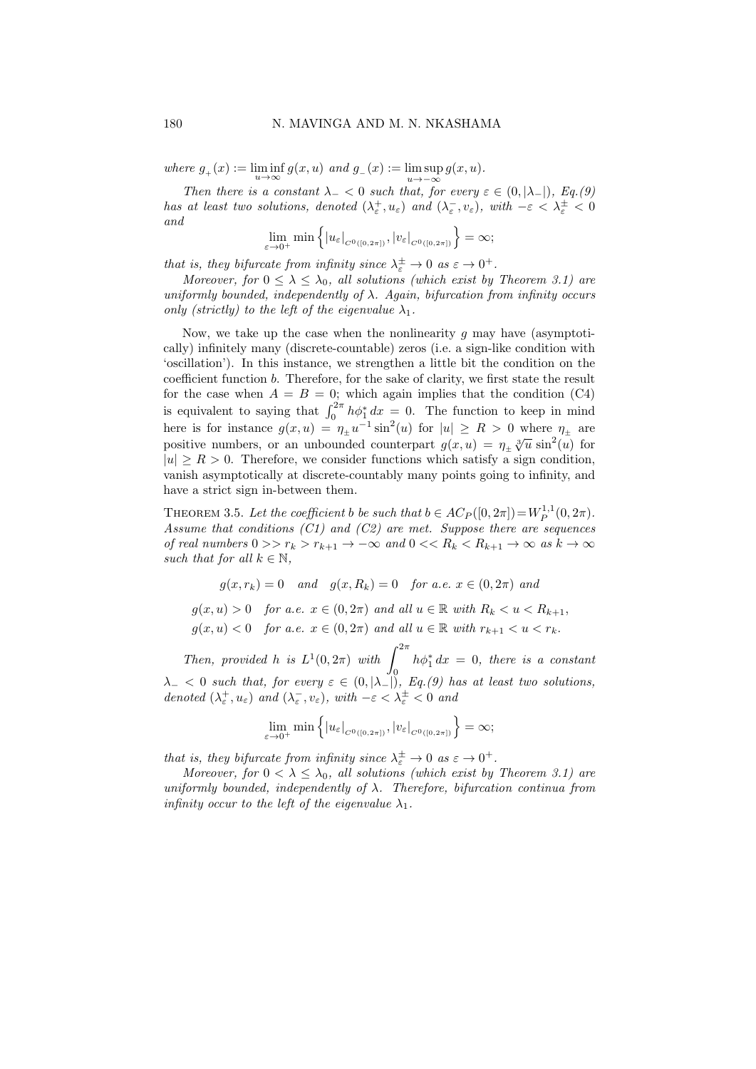where $g_{+}(x) := \liminf_{u\to\infty} g(x,u)$ and $g_{-}(x) := \limsup_{u\to-\infty} g(x,u)$.

*Then there is a constant $\lambda_- < 0$ such that, for every $\varepsilon \in (0, |\lambda_-|)$, Eq.(9) has at least two solutions, denoted $(\lambda_\varepsilon^+, u_\varepsilon)$ and $(\lambda_\varepsilon^-, v_\varepsilon)$, with $-\varepsilon < \lambda_\varepsilon^\pm < 0$ and*

$$\lim_{\varepsilon\to 0^+} \min\left\{ |u_\varepsilon|_{C^0([0,2\pi])}, |v_\varepsilon|_{C^0([0,2\pi])} \right\} = \infty;$$

*that is, they bifurcate from infinity since $\lambda_\varepsilon^\pm \to 0$ as $\varepsilon \to 0^+$.*

*Moreover, for $0 \le \lambda \le \lambda_0$, all solutions (which exist by Theorem 3.1) are uniformly bounded, independently of $\lambda$. Again, bifurcation from infinity occurs only (strictly) to the left of the eigenvalue $\lambda_1$.*

Now, we take up the case when the nonlinearity $g$ may have (asymptotically) infinitely many (discrete-countable) zeros (i.e. a sign-like condition with 'oscillation'). In this instance, we strengthen a little bit the condition on the coefficient function $b$. Therefore, for the sake of clarity, we first state the result for the case when $A = B = 0$; which again implies that the condition (C4) is equivalent to saying that $\int_0^{2\pi} h\phi_1^* \, dx = 0$. The function to keep in mind here is for instance $g(x,u) = \eta_\pm u^{-1}\sin^2(u)$ for $|u| \ge R > 0$ where $\eta_\pm$ are positive numbers, or an unbounded counterpart $g(x,u) = \eta_\pm \sqrt[3]{u}\,\sin^2(u)$ for $|u| \ge R > 0$. Therefore, we consider functions which satisfy a sign condition, vanish asymptotically at discrete-countably many points going to infinity, and have a strict sign in-between them.

THEOREM 3.5. *Let the coefficient $b$ be such that $b \in AC_P([0,2\pi]) = W_P^{1,1}(0,2\pi)$. Assume that conditions (C1) and (C2) are met. Suppose there are sequences of real numbers $0 >> r_k > r_{k+1} \to -\infty$ and $0 << R_k < R_{k+1} \to \infty$ as $k \to \infty$ such that for all $k \in \mathbb{N}$,*

$$g(x, r_k) = 0 \quad \text{and} \quad g(x, R_k) = 0 \quad \text{for a.e. } x \in (0, 2\pi) \text{ and}$$

$$g(x,u) > 0 \quad \text{for a.e. } x \in (0,2\pi) \text{ and all } u \in \mathbb{R} \text{ with } R_k < u < R_{k+1},$$

$$g(x,u) < 0 \quad \text{for a.e. } x \in (0,2\pi) \text{ and all } u \in \mathbb{R} \text{ with } r_{k+1} < u < r_k.$$

*Then, provided $h$ is $L^1(0,2\pi)$ with $\displaystyle\int_0^{2\pi} h\phi_1^* \, dx = 0$, there is a constant $\lambda_- < 0$ such that, for every $\varepsilon \in (0, |\lambda_-|)$, Eq.(9) has at least two solutions, denoted $(\lambda_\varepsilon^+, u_\varepsilon)$ and $(\lambda_\varepsilon^-, v_\varepsilon)$, with $-\varepsilon < \lambda_\varepsilon^\pm < 0$ and*

$$\lim_{\varepsilon\to 0^+} \min\left\{ |u_\varepsilon|_{C^0([0,2\pi])}, |v_\varepsilon|_{C^0([0,2\pi])} \right\} = \infty;$$

*that is, they bifurcate from infinity since $\lambda_\varepsilon^\pm \to 0$ as $\varepsilon \to 0^+$.*

*Moreover, for $0 < \lambda \le \lambda_0$, all solutions (which exist by Theorem 3.1) are uniformly bounded, independently of $\lambda$. Therefore, bifurcation continua from infinity occur to the left of the eigenvalue $\lambda_1$.*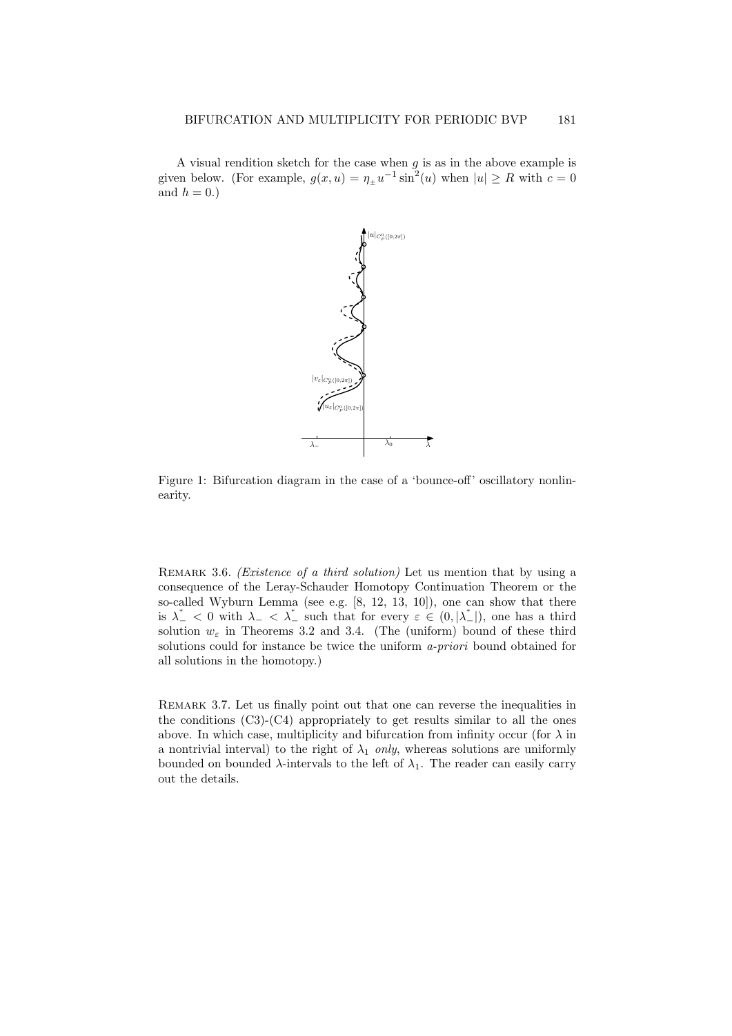A visual rendition sketch for the case when $g$ is as in the above example is given below. (For example, $g(x,u) = \eta_\pm u^{-1} \sin^2(u)$ when $|u| \geq R$ with $c = 0$ and $h = 0$.)

Figure 1: Bifurcation diagram in the case of a 'bounce-off' oscillatory nonlinearity.

Remark 3.6. *(Existence of a third solution)* Let us mention that by using a consequence of the Leray-Schauder Homotopy Continuation Theorem or the so-called Wyburn Lemma (see e.g. [8, 12, 13, 10]), one can show that there is $\lambda_-^* < 0$ with $\lambda_- < \lambda_-^*$ such that for every $\varepsilon \in (0, |\lambda_-^*|)$, one has a third solution $w_\varepsilon$ in Theorems 3.2 and 3.4. (The (uniform) bound of these third solutions could for instance be twice the uniform *a-priori* bound obtained for all solutions in the homotopy.)

Remark 3.7. Let us finally point out that one can reverse the inequalities in the conditions (C3)-(C4) appropriately to get results similar to all the ones above. In which case, multiplicity and bifurcation from infinity occur (for $\lambda$ in a nontrivial interval) to the right of $\lambda_1$ *only*, whereas solutions are uniformly bounded on bounded $\lambda$-intervals to the left of $\lambda_1$. The reader can easily carry out the details.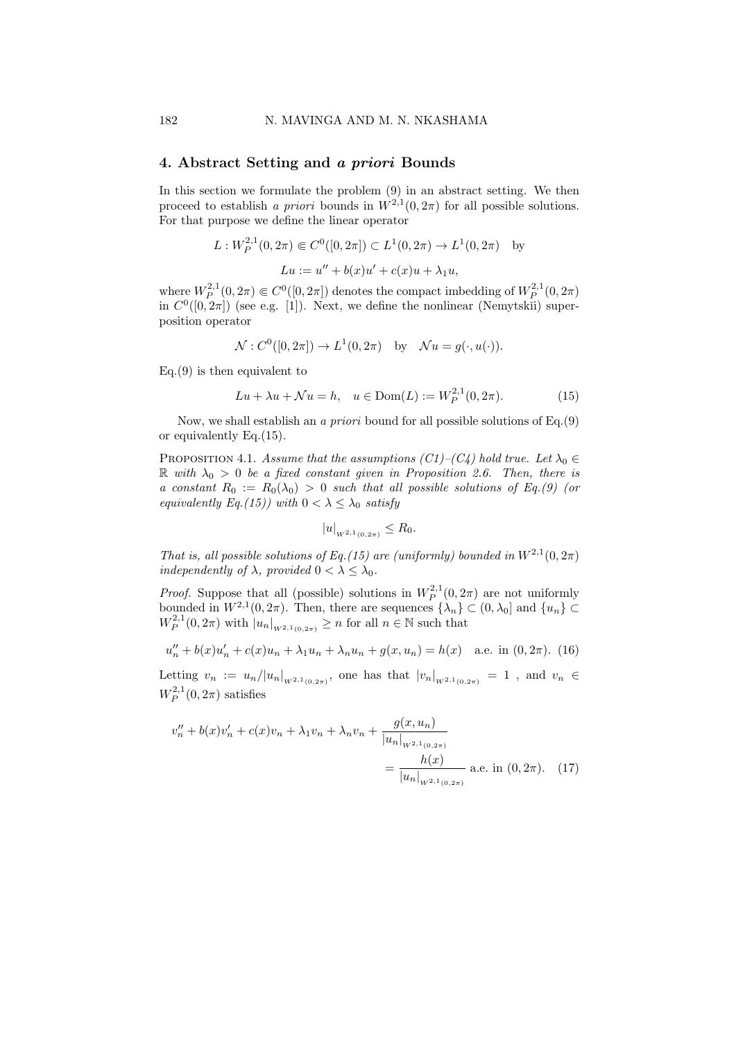## 4. Abstract Setting and *a priori* Bounds

In this section we formulate the problem (9) in an abstract setting. We then proceed to establish *a priori* bounds in $W^{2,1}(0,2\pi)$ for all possible solutions. For that purpose we define the linear operator

$$L : W_P^{2,1}(0,2\pi) \Subset C^0([0,2\pi]) \subset L^1(0,2\pi) \to L^1(0,2\pi) \quad \text{by}$$

$$Lu := u'' + b(x)u' + c(x)u + \lambda_1 u,$$

where $W_P^{2,1}(0,2\pi) \Subset C^0([0,2\pi])$ denotes the compact imbedding of $W_P^{2,1}(0,2\pi)$ in $C^0([0,2\pi])$ (see e.g. [1]). Next, we define the nonlinear (Nemytskĭi) superposition operator

$$\mathcal{N} : C^0([0,2\pi]) \to L^1(0,2\pi) \quad \text{by} \quad \mathcal{N}u = g(\cdot, u(\cdot)).$$

Eq.(9) is then equivalent to

$$Lu + \lambda u + \mathcal{N}u = h, \quad u \in \mathrm{Dom}(L) := W_P^{2,1}(0,2\pi). \tag{15}$$

Now, we shall establish an *a priori* bound for all possible solutions of Eq.(9) or equivalently Eq.(15).

Proposition 4.1. *Assume that the assumptions (C1)–(C4) hold true. Let $\lambda_0 \in \mathbb{R}$ with $\lambda_0 > 0$ be a fixed constant given in Proposition 2.6. Then, there is a constant $R_0 := R_0(\lambda_0) > 0$ such that all possible solutions of Eq.(9) (or equivalently Eq.(15)) with $0 < \lambda \leq \lambda_0$ satisfy*

$$|u|_{W^{2,1}(0,2\pi)} \leq R_0.$$

*That is, all possible solutions of Eq.(15) are (uniformly) bounded in $W^{2,1}(0,2\pi)$ independently of $\lambda$, provided $0 < \lambda \leq \lambda_0$.*

*Proof.* Suppose that all (possible) solutions in $W_P^{2,1}(0,2\pi)$ are not uniformly bounded in $W^{2,1}(0,2\pi)$. Then, there are sequences $\{\lambda_n\} \subset (0,\lambda_0]$ and $\{u_n\} \subset W_P^{2,1}(0,2\pi)$ with $|u_n|_{W^{2,1}(0,2\pi)} \geq n$ for all $n \in \mathbb{N}$ such that

$$u_n'' + b(x)u_n' + c(x)u_n + \lambda_1 u_n + \lambda_n u_n + g(x,u_n) = h(x) \quad \text{a.e. in } (0,2\pi). \tag{16}$$

Letting $v_n := u_n/|u_n|_{W^{2,1}(0,2\pi)}$, one has that $|v_n|_{W^{2,1}(0,2\pi)} = 1$ , and $v_n \in W_P^{2,1}(0,2\pi)$ satisfies

$$v_n'' + b(x)v_n' + c(x)v_n + \lambda_1 v_n + \lambda_n v_n + \frac{g(x,u_n)}{|u_n|_{W^{2,1}(0,2\pi)}} = \frac{h(x)}{|u_n|_{W^{2,1}(0,2\pi)}} \text{ a.e. in } (0,2\pi). \tag{17}$$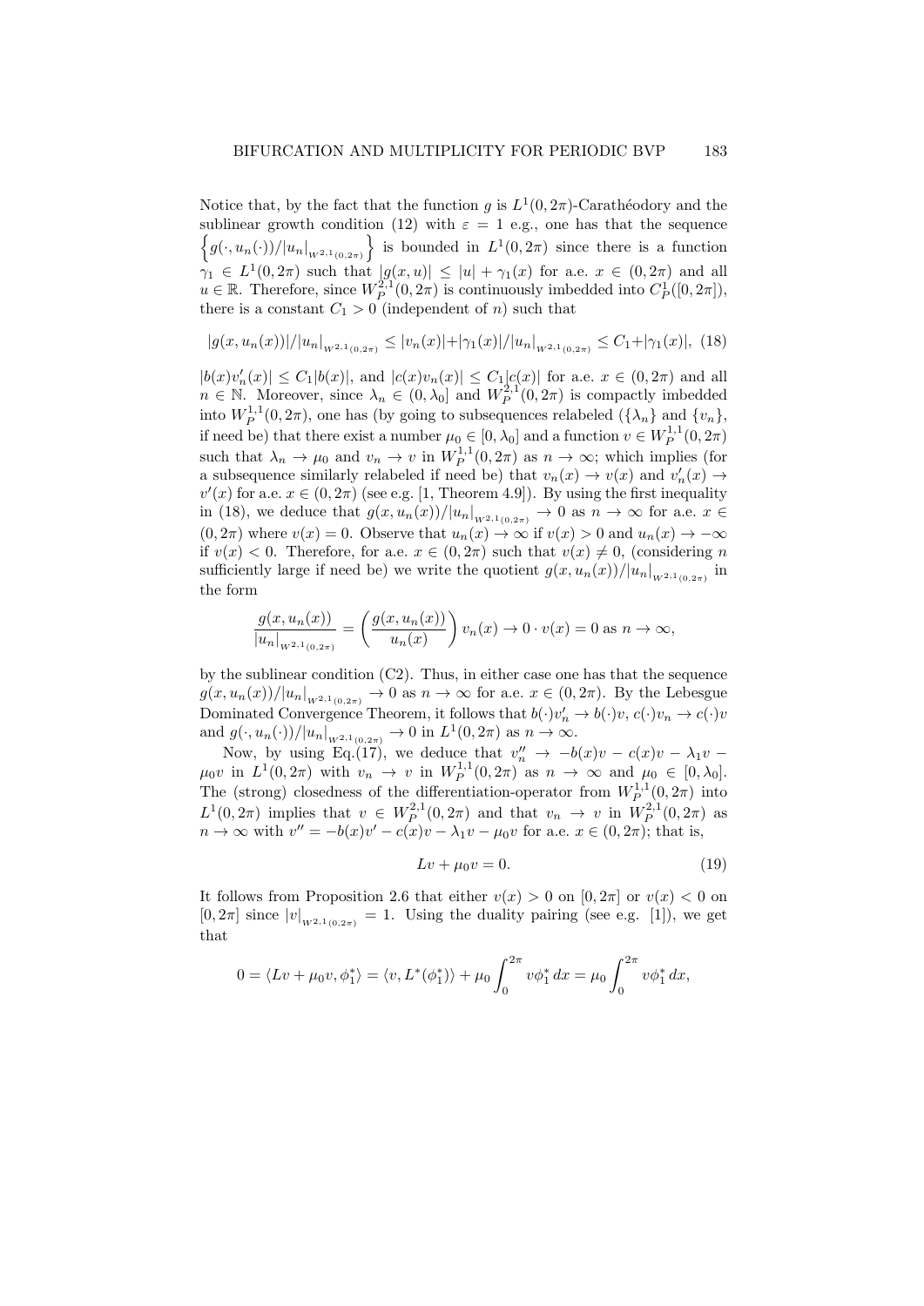Notice that, by the fact that the function $g$ is $L^1(0,2\pi)$-Carathéodory and the sublinear growth condition (12) with $\varepsilon = 1$ e.g., one has that the sequence $\left\{ g(\cdot, u_n(\cdot))/|u_n|_{W^{2,1}(0,2\pi)} \right\}$ is bounded in $L^1(0,2\pi)$ since there is a function $\gamma_1 \in L^1(0,2\pi)$ such that $|g(x,u)| \leq |u| + \gamma_1(x)$ for a.e. $x \in (0,2\pi)$ and all $u \in \mathbb{R}$. Therefore, since $W_P^{2,1}(0,2\pi)$ is continuously imbedded into $C_P^1([0,2\pi])$, there is a constant $C_1 > 0$ (independent of $n$) such that

$$|g(x,u_n(x))|/|u_n|_{W^{2,1}(0,2\pi)} \leq |v_n(x)| + |\gamma_1(x)|/|u_n|_{W^{2,1}(0,2\pi)} \leq C_1 + |\gamma_1(x)|, \tag{18}$$

$|b(x)v_n'(x)| \leq C_1|b(x)|$, and $|c(x)v_n(x)| \leq C_1|c(x)|$ for a.e. $x \in (0,2\pi)$ and all $n \in \mathbb{N}$. Moreover, since $\lambda_n \in (0,\lambda_0]$ and $W_P^{2,1}(0,2\pi)$ is compactly imbedded into $W_P^{1,1}(0,2\pi)$, one has (by going to subsequences relabeled ($\{\lambda_n\}$ and $\{v_n\}$, if need be) that there exist a number $\mu_0 \in [0,\lambda_0]$ and a function $v \in W_P^{1,1}(0,2\pi)$ such that $\lambda_n \to \mu_0$ and $v_n \to v$ in $W_P^{1,1}(0,2\pi)$ as $n \to \infty$; which implies (for a subsequence similarly relabeled if need be) that $v_n(x) \to v(x)$ and $v_n'(x) \to v'(x)$ for a.e. $x \in (0,2\pi)$ (see e.g. [1, Theorem 4.9]). By using the first inequality in (18), we deduce that $g(x,u_n(x))/|u_n|_{W^{2,1}(0,2\pi)} \to 0$ as $n \to \infty$ for a.e. $x \in (0,2\pi)$ where $v(x) = 0$. Observe that $u_n(x) \to \infty$ if $v(x) > 0$ and $u_n(x) \to -\infty$ if $v(x) < 0$. Therefore, for a.e. $x \in (0,2\pi)$ such that $v(x) \neq 0$, (considering $n$ sufficiently large if need be) we write the quotient $g(x,u_n(x))/|u_n|_{W^{2,1}(0,2\pi)}$ in the form

$$\frac{g(x,u_n(x))}{|u_n|_{W^{2,1}(0,2\pi)}} = \left( \frac{g(x,u_n(x))}{u_n(x)} \right) v_n(x) \to 0 \cdot v(x) = 0 \text{ as } n \to \infty,$$

by the sublinear condition (C2). Thus, in either case one has that the sequence $g(x,u_n(x))/|u_n|_{W^{2,1}(0,2\pi)} \to 0$ as $n \to \infty$ for a.e. $x \in (0,2\pi)$. By the Lebesgue Dominated Convergence Theorem, it follows that $b(\cdot)v_n' \to b(\cdot)v$, $c(\cdot)v_n \to c(\cdot)v$ and $g(\cdot,u_n(\cdot))/|u_n|_{W^{2,1}(0,2\pi)} \to 0$ in $L^1(0,2\pi)$ as $n \to \infty$.

Now, by using Eq.(17), we deduce that $v_n'' \to -b(x)v - c(x)v - \lambda_1 v - \mu_0 v$ in $L^1(0,2\pi)$ with $v_n \to v$ in $W_P^{1,1}(0,2\pi)$ as $n \to \infty$ and $\mu_0 \in [0,\lambda_0]$. The (strong) closedness of the differentiation-operator from $W_P^{1,1}(0,2\pi)$ into $L^1(0,2\pi)$ implies that $v \in W_P^{2,1}(0,2\pi)$ and that $v_n \to v$ in $W_P^{2,1}(0,2\pi)$ as $n \to \infty$ with $v'' = -b(x)v' - c(x)v - \lambda_1 v - \mu_0 v$ for a.e. $x \in (0,2\pi)$; that is,

$$Lv + \mu_0 v = 0. \tag{19}$$

It follows from Proposition 2.6 that either $v(x) > 0$ on $[0,2\pi]$ or $v(x) < 0$ on $[0,2\pi]$ since $|v|_{W^{2,1}(0,2\pi)} = 1$. Using the duality pairing (see e.g. [1]), we get that

$$0 = \langle Lv + \mu_0 v, \phi_1^* \rangle = \langle v, L^*(\phi_1^*) \rangle + \mu_0 \int_0^{2\pi} v\phi_1^* \, dx = \mu_0 \int_0^{2\pi} v\phi_1^* \, dx,$$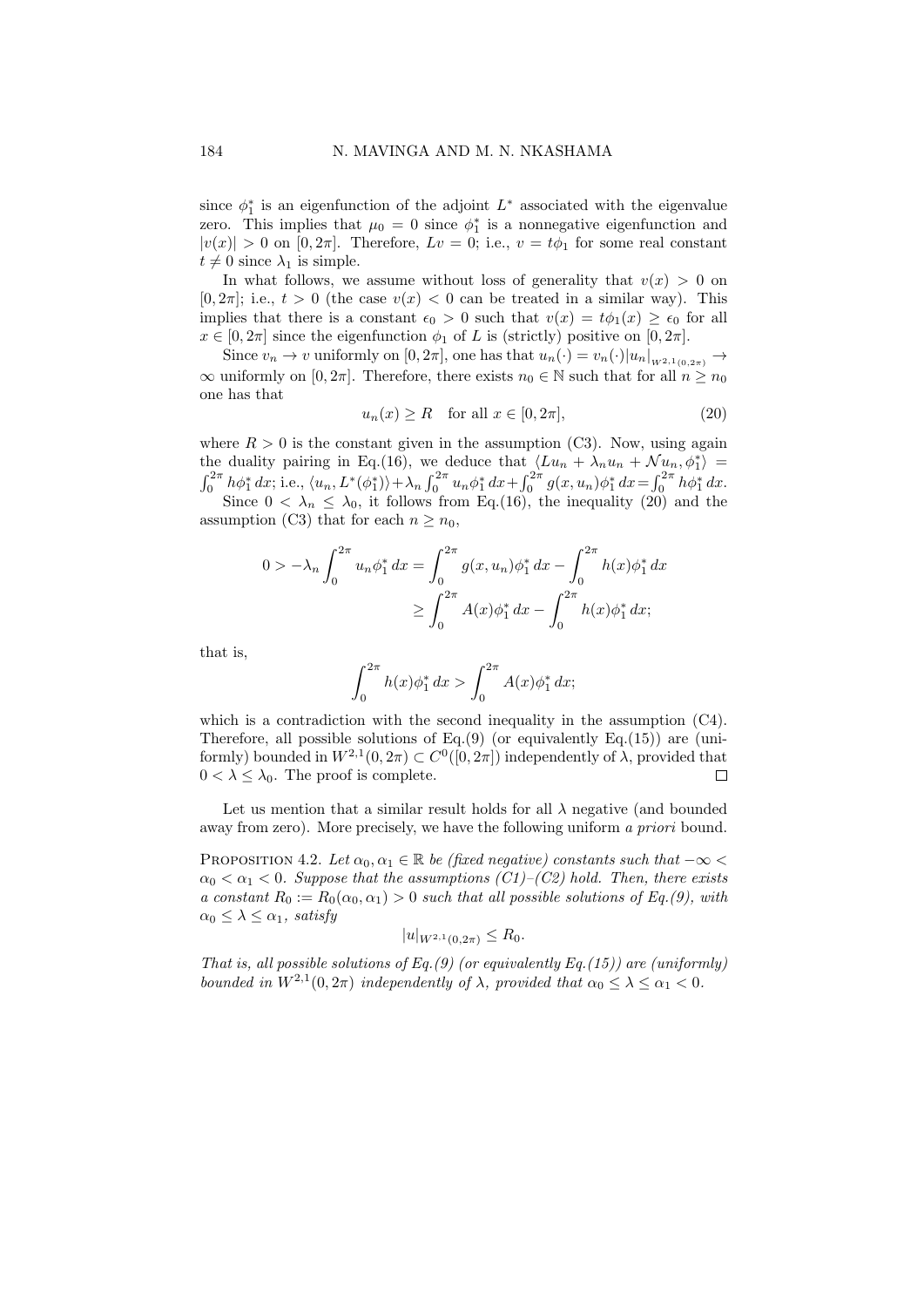since $\phi_1^*$ is an eigenfunction of the adjoint $L^*$ associated with the eigenvalue zero. This implies that $\mu_0 = 0$ since $\phi_1^*$ is a nonnegative eigenfunction and $|v(x)| > 0$ on $[0, 2\pi]$. Therefore, $Lv = 0$; i.e., $v = t\phi_1$ for some real constant $t \neq 0$ since $\lambda_1$ is simple.

In what follows, we assume without loss of generality that $v(x) > 0$ on $[0, 2\pi]$; i.e., $t > 0$ (the case $v(x) < 0$ can be treated in a similar way). This implies that there is a constant $\epsilon_0 > 0$ such that $v(x) = t\phi_1(x) \geq \epsilon_0$ for all $x \in [0, 2\pi]$ since the eigenfunction $\phi_1$ of $L$ is (strictly) positive on $[0, 2\pi]$.

Since $v_n \to v$ uniformly on $[0, 2\pi]$, one has that $u_n(\cdot) = v_n(\cdot)|u_n|_{W^{2,1}(0,2\pi)} \to \infty$ uniformly on $[0, 2\pi]$. Therefore, there exists $n_0 \in \mathbb{N}$ such that for all $n \geq n_0$ one has that

$$u_n(x) \geq R \quad \text{for all } x \in [0, 2\pi], \tag{20}$$

where $R > 0$ is the constant given in the assumption (C3). Now, using again the duality pairing in Eq.(16), we deduce that $\langle Lu_n + \lambda_n u_n + \mathcal{N}u_n, \phi_1^* \rangle = \int_0^{2\pi} h\phi_1^*\, dx$; i.e., $\langle u_n, L^*(\phi_1^*)\rangle + \lambda_n \int_0^{2\pi} u_n \phi_1^*\, dx + \int_0^{2\pi} g(x, u_n)\phi_1^*\, dx = \int_0^{2\pi} h\phi_1^*\, dx$.

Since $0 < \lambda_n \leq \lambda_0$, it follows from Eq.(16), the inequality (20) and the assumption (C3) that for each $n \geq n_0$,

$$\begin{aligned} 0 > -\lambda_n \int_0^{2\pi} u_n \phi_1^*\, dx &= \int_0^{2\pi} g(x, u_n)\phi_1^*\, dx - \int_0^{2\pi} h(x)\phi_1^*\, dx \\ &\geq \int_0^{2\pi} A(x)\phi_1^*\, dx - \int_0^{2\pi} h(x)\phi_1^*\, dx; \end{aligned}$$

that is,

$$\int_0^{2\pi} h(x)\phi_1^*\, dx > \int_0^{2\pi} A(x)\phi_1^*\, dx;$$

which is a contradiction with the second inequality in the assumption (C4). Therefore, all possible solutions of Eq.(9) (or equivalently Eq.(15)) are (uniformly) bounded in $W^{2,1}(0, 2\pi) \subset C^0([0, 2\pi])$ independently of $\lambda$, provided that $0 < \lambda \leq \lambda_0$. The proof is complete. $\square$

Let us mention that a similar result holds for all $\lambda$ negative (and bounded away from zero). More precisely, we have the following uniform *a priori* bound.

Proposition 4.2. *Let $\alpha_0, \alpha_1 \in \mathbb{R}$ be (fixed negative) constants such that $-\infty < \alpha_0 < \alpha_1 < 0$. Suppose that the assumptions (C1)–(C2) hold. Then, there exists a constant $R_0 := R_0(\alpha_0, \alpha_1) > 0$ such that all possible solutions of Eq.(9), with $\alpha_0 \leq \lambda \leq \alpha_1$, satisfy*

$$|u|_{W^{2,1}(0,2\pi)} \leq R_0.$$

*That is, all possible solutions of Eq.(9) (or equivalently Eq.(15)) are (uniformly) bounded in $W^{2,1}(0, 2\pi)$ independently of $\lambda$, provided that $\alpha_0 \leq \lambda \leq \alpha_1 < 0$.*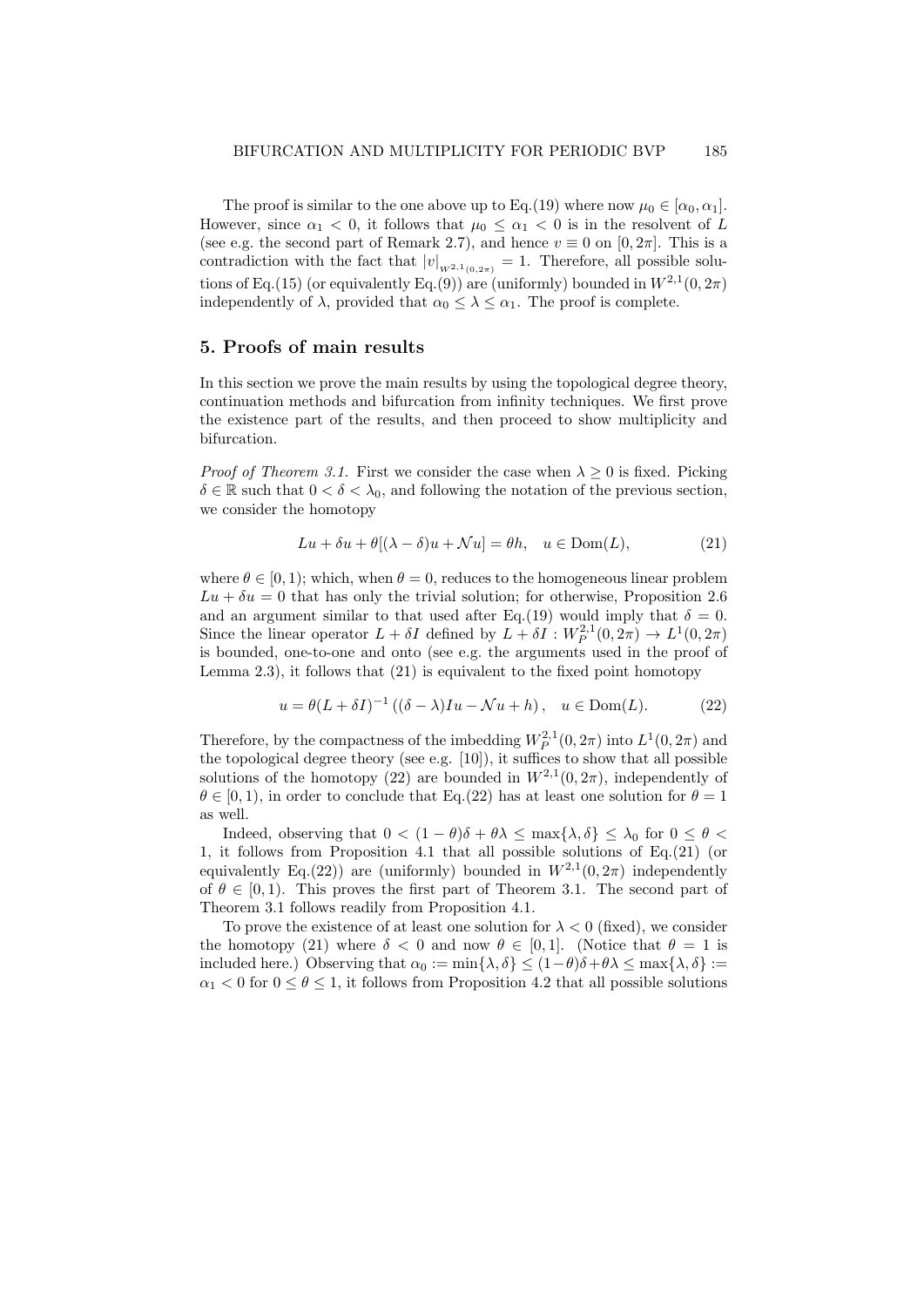The proof is similar to the one above up to Eq.(19) where now $\mu_0 \in [\alpha_0, \alpha_1]$. However, since $\alpha_1 < 0$, it follows that $\mu_0 \leq \alpha_1 < 0$ is in the resolvent of $L$ (see e.g. the second part of Remark 2.7), and hence $v \equiv 0$ on $[0, 2\pi]$. This is a contradiction with the fact that $|v|_{W^{2,1}(0,2\pi)} = 1$. Therefore, all possible solutions of Eq.(15) (or equivalently Eq.(9)) are (uniformly) bounded in $W^{2,1}(0, 2\pi)$ independently of $\lambda$, provided that $\alpha_0 \leq \lambda \leq \alpha_1$. The proof is complete.

## 5. Proofs of main results

In this section we prove the main results by using the topological degree theory, continuation methods and bifurcation from infinity techniques. We first prove the existence part of the results, and then proceed to show multiplicity and bifurcation.

*Proof of Theorem 3.1.* First we consider the case when $\lambda \geq 0$ is fixed. Picking $\delta \in \mathbb{R}$ such that $0 < \delta < \lambda_0$, and following the notation of the previous section, we consider the homotopy

$$Lu + \delta u + \theta[(\lambda - \delta)u + \mathcal{N}u] = \theta h, \quad u \in \mathrm{Dom}(L), \tag{21}$$

where $\theta \in [0, 1)$; which, when $\theta = 0$, reduces to the homogeneous linear problem $Lu + \delta u = 0$ that has only the trivial solution; for otherwise, Proposition 2.6 and an argument similar to that used after Eq.(19) would imply that $\delta = 0$. Since the linear operator $L + \delta I$ defined by $L + \delta I : W_P^{2,1}(0, 2\pi) \to L^1(0, 2\pi)$ is bounded, one-to-one and onto (see e.g. the arguments used in the proof of Lemma 2.3), it follows that (21) is equivalent to the fixed point homotopy

$$u = \theta(L + \delta I)^{-1} \left((\delta - \lambda)Iu - \mathcal{N}u + h\right), \quad u \in \mathrm{Dom}(L). \tag{22}$$

Therefore, by the compactness of the imbedding $W_P^{2,1}(0, 2\pi)$ into $L^1(0, 2\pi)$ and the topological degree theory (see e.g. [10]), it suffices to show that all possible solutions of the homotopy (22) are bounded in $W^{2,1}(0, 2\pi)$, independently of $\theta \in [0, 1)$, in order to conclude that Eq.(22) has at least one solution for $\theta = 1$ as well.

Indeed, observing that $0 < (1 - \theta)\delta + \theta\lambda \leq \max\{\lambda, \delta\} \leq \lambda_0$ for $0 \leq \theta < 1$, it follows from Proposition 4.1 that all possible solutions of Eq.(21) (or equivalently Eq.(22)) are (uniformly) bounded in $W^{2,1}(0, 2\pi)$ independently of $\theta \in [0, 1)$. This proves the first part of Theorem 3.1. The second part of Theorem 3.1 follows readily from Proposition 4.1.

To prove the existence of at least one solution for $\lambda < 0$ (fixed), we consider the homotopy (21) where $\delta < 0$ and now $\theta \in [0, 1]$. (Notice that $\theta = 1$ is included here.) Observing that $\alpha_0 := \min\{\lambda, \delta\} \leq (1-\theta)\delta + \theta\lambda \leq \max\{\lambda, \delta\} := \alpha_1 < 0$ for $0 \leq \theta \leq 1$, it follows from Proposition 4.2 that all possible solutions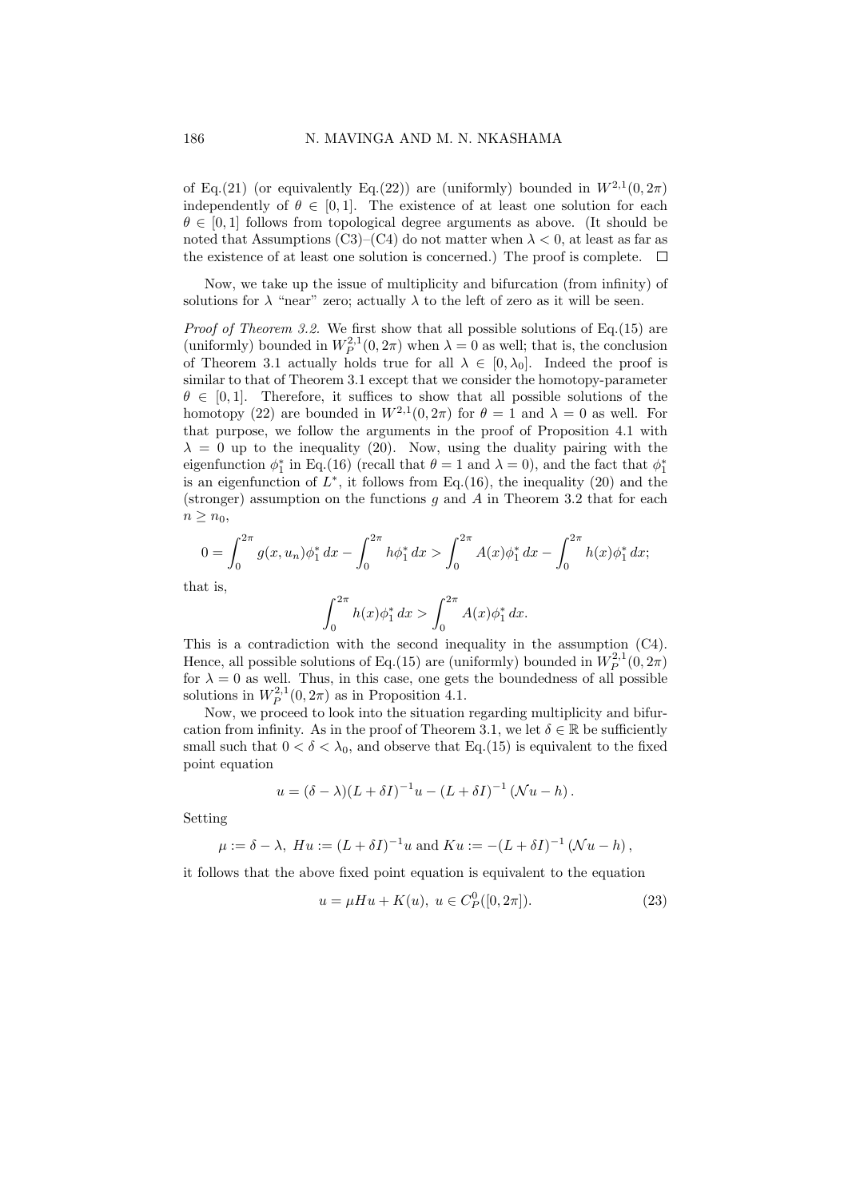of Eq.(21) (or equivalently Eq.(22)) are (uniformly) bounded in $W^{2,1}(0,2\pi)$ independently of $\theta \in [0,1]$. The existence of at least one solution for each $\theta \in [0,1]$ follows from topological degree arguments as above. (It should be noted that Assumptions (C3)–(C4) do not matter when $\lambda < 0$, at least as far as the existence of at least one solution is concerned.) The proof is complete. $\square$

Now, we take up the issue of multiplicity and bifurcation (from infinity) of solutions for $\lambda$ "near" zero; actually $\lambda$ to the left of zero as it will be seen.

*Proof of Theorem 3.2.* We first show that all possible solutions of Eq.(15) are (uniformly) bounded in $W_P^{2,1}(0,2\pi)$ when $\lambda = 0$ as well; that is, the conclusion of Theorem 3.1 actually holds true for all $\lambda \in [0, \lambda_0]$. Indeed the proof is similar to that of Theorem 3.1 except that we consider the homotopy-parameter $\theta \in [0,1]$. Therefore, it suffices to show that all possible solutions of the homotopy (22) are bounded in $W^{2,1}(0,2\pi)$ for $\theta = 1$ and $\lambda = 0$ as well. For that purpose, we follow the arguments in the proof of Proposition 4.1 with $\lambda = 0$ up to the inequality (20). Now, using the duality pairing with the eigenfunction $\phi_1^*$ in Eq.(16) (recall that $\theta = 1$ and $\lambda = 0$), and the fact that $\phi_1^*$ is an eigenfunction of $L^*$, it follows from Eq.(16), the inequality (20) and the (stronger) assumption on the functions $g$ and $A$ in Theorem 3.2 that for each $n \geq n_0$,

$$0 = \int_0^{2\pi} g(x,u_n)\phi_1^*\,dx - \int_0^{2\pi} h\phi_1^*\,dx > \int_0^{2\pi} A(x)\phi_1^*\,dx - \int_0^{2\pi} h(x)\phi_1^*\,dx;$$

that is,

$$\int_0^{2\pi} h(x)\phi_1^*\,dx > \int_0^{2\pi} A(x)\phi_1^*\,dx.$$

This is a contradiction with the second inequality in the assumption (C4). Hence, all possible solutions of Eq.(15) are (uniformly) bounded in $W_P^{2,1}(0,2\pi)$ for $\lambda = 0$ as well. Thus, in this case, one gets the boundedness of all possible solutions in $W_P^{2,1}(0,2\pi)$ as in Proposition 4.1.

Now, we proceed to look into the situation regarding multiplicity and bifurcation from infinity. As in the proof of Theorem 3.1, we let $\delta \in \mathbb{R}$ be sufficiently small such that $0 < \delta < \lambda_0$, and observe that Eq.(15) is equivalent to the fixed point equation

$$u = (\delta - \lambda)(L + \delta I)^{-1}u - (L + \delta I)^{-1}(\mathcal{N}u - h).$$

Setting

$$\mu := \delta - \lambda,\ Hu := (L + \delta I)^{-1}u \text{ and } Ku := -(L + \delta I)^{-1}(\mathcal{N}u - h),$$

it follows that the above fixed point equation is equivalent to the equation

$$u = \mu Hu + K(u),\ u \in C_P^0([0,2\pi]). \tag{23}$$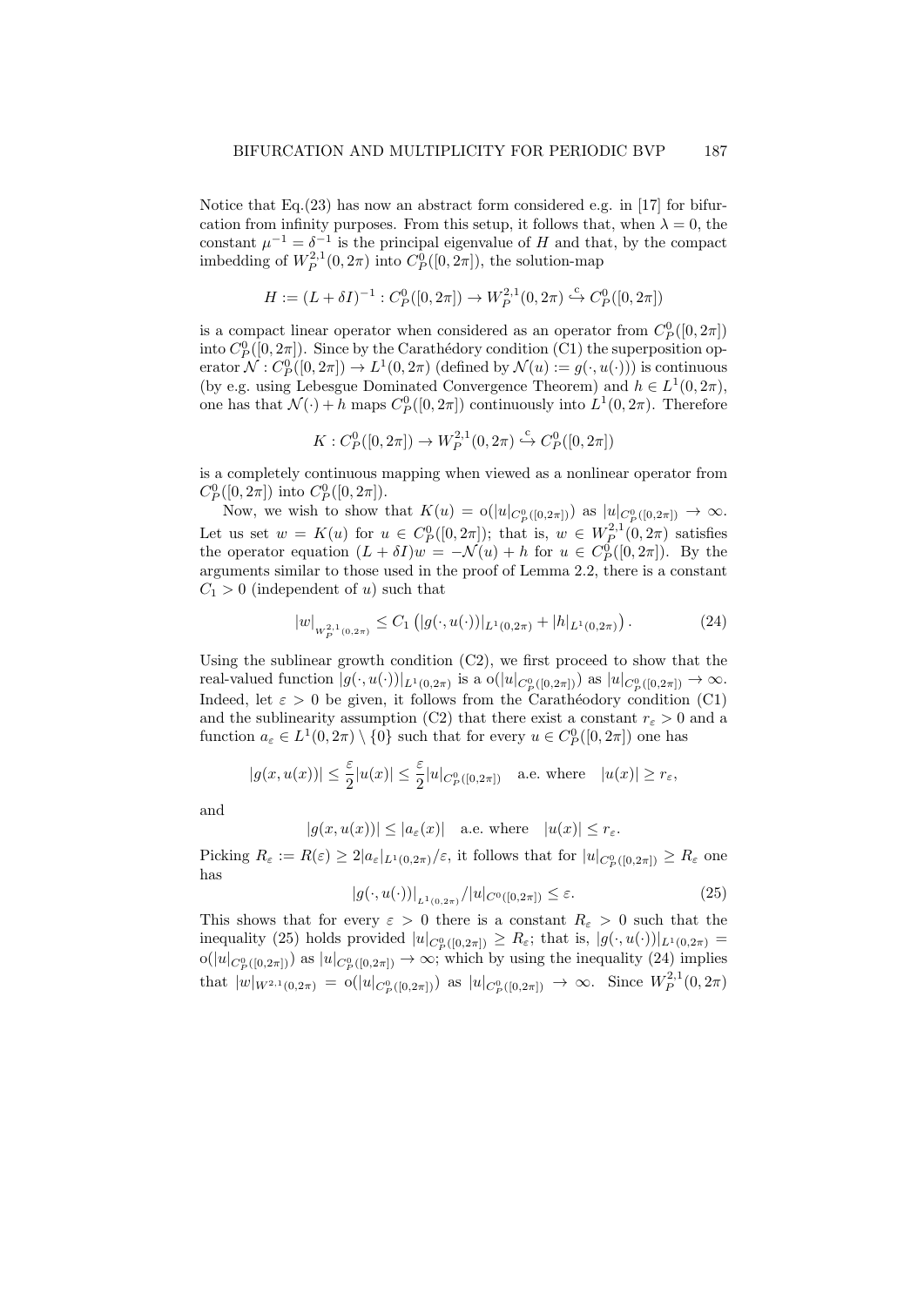Notice that Eq.(23) has now an abstract form considered e.g. in [17] for bifurcation from infinity purposes. From this setup, it follows that, when $\lambda = 0$, the constant $\mu^{-1} = \delta^{-1}$ is the principal eigenvalue of $H$ and that, by the compact imbedding of $W_P^{2,1}(0, 2\pi)$ into $C_P^0([0, 2\pi])$, the solution-map

$$H := (L + \delta I)^{-1} : C_P^0([0, 2\pi]) \to W_P^{2,1}(0, 2\pi) \overset{c}{\hookrightarrow} C_P^0([0, 2\pi])$$

is a compact linear operator when considered as an operator from $C_P^0([0, 2\pi])$ into $C_P^0([0, 2\pi])$. Since by the Carathédory condition (C1) the superposition operator $\mathcal{N} : C_P^0([0, 2\pi]) \to L^1(0, 2\pi)$ (defined by $\mathcal{N}(u) := g(\cdot, u(\cdot))$) is continuous (by e.g. using Lebesgue Dominated Convergence Theorem) and $h \in L^1(0, 2\pi)$, one has that $\mathcal{N}(\cdot) + h$ maps $C_P^0([0, 2\pi])$ continuously into $L^1(0, 2\pi)$. Therefore

$$K : C_P^0([0, 2\pi]) \to W_P^{2,1}(0, 2\pi) \overset{c}{\hookrightarrow} C_P^0([0, 2\pi])$$

is a completely continuous mapping when viewed as a nonlinear operator from $C_P^0([0, 2\pi])$ into $C_P^0([0, 2\pi])$.

Now, we wish to show that $K(u) = o(|u|_{C_P^0([0,2\pi])})$ as $|u|_{C_P^0([0,2\pi])} \to \infty$. Let us set $w = K(u)$ for $u \in C_P^0([0, 2\pi])$; that is, $w \in W_P^{2,1}(0, 2\pi)$ satisfies the operator equation $(L + \delta I)w = -\mathcal{N}(u) + h$ for $u \in C_P^0([0, 2\pi])$. By the arguments similar to those used in the proof of Lemma 2.2, there is a constant $C_1 > 0$ (independent of $u$) such that

$$|w|_{W_P^{2,1}(0,2\pi)} \leq C_1 \left( |g(\cdot, u(\cdot))|_{L^1(0,2\pi)} + |h|_{L^1(0,2\pi)} \right). \tag{24}$$

Using the sublinear growth condition (C2), we first proceed to show that the real-valued function $|g(\cdot, u(\cdot))|_{L^1(0,2\pi)}$ is a $o(|u|_{C_P^0([0,2\pi])})$ as $|u|_{C_P^0([0,2\pi])} \to \infty$. Indeed, let $\varepsilon > 0$ be given, it follows from the Carathéodory condition (C1) and the sublinearity assumption (C2) that there exist a constant $r_\varepsilon > 0$ and a function $a_\varepsilon \in L^1(0, 2\pi) \setminus \{0\}$ such that for every $u \in C_P^0([0, 2\pi])$ one has

$$|g(x, u(x))| \leq \frac{\varepsilon}{2}|u(x)| \leq \frac{\varepsilon}{2}|u|_{C_P^0([0,2\pi])} \quad \text{a.e. where} \quad |u(x)| \geq r_\varepsilon,$$

and

$$|g(x, u(x))| \leq |a_\varepsilon(x)| \quad \text{a.e. where} \quad |u(x)| \leq r_\varepsilon.$$

Picking $R_\varepsilon := R(\varepsilon) \geq 2|a_\varepsilon|_{L^1(0,2\pi)}/\varepsilon$, it follows that for $|u|_{C_P^0([0,2\pi])} \geq R_\varepsilon$ one has

$$|g(\cdot, u(\cdot))|_{L^1(0,2\pi)}/|u|_{C^0([0,2\pi])} \leq \varepsilon. \tag{25}$$

This shows that for every $\varepsilon > 0$ there is a constant $R_\varepsilon > 0$ such that the inequality (25) holds provided $|u|_{C_P^0([0,2\pi])} \geq R_\varepsilon$; that is, $|g(\cdot, u(\cdot))|_{L^1(0,2\pi)} = o(|u|_{C_P^0([0,2\pi])})$ as $|u|_{C_P^0([0,2\pi])} \to \infty$; which by using the inequality (24) implies that $|w|_{W^{2,1}(0,2\pi)} = o(|u|_{C_P^0([0,2\pi])})$ as $|u|_{C_P^0([0,2\pi])} \to \infty$. Since $W_P^{2,1}(0, 2\pi)$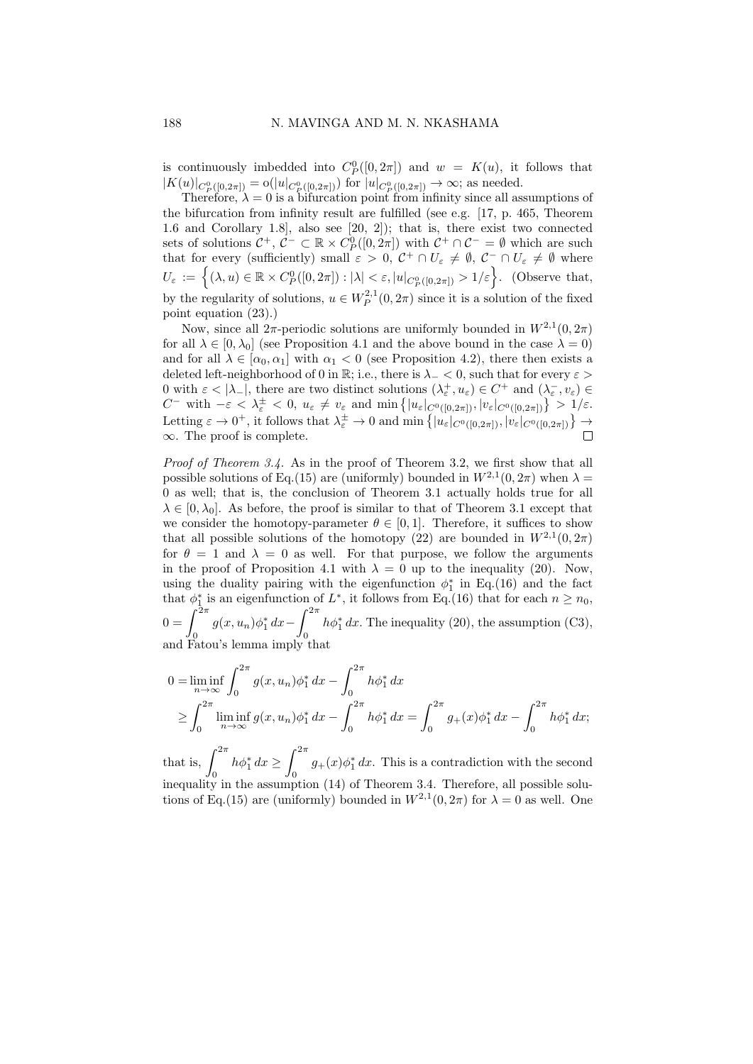is continuously imbedded into $C^0_P([0,2\pi])$ and $w = K(u)$, it follows that $|K(u)|_{C^0_P([0,2\pi])} = \mathrm{o}(|u|_{C^0_P([0,2\pi])})$ for $|u|_{C^0_P([0,2\pi])} \to \infty$; as needed.

Therefore, $\lambda = 0$ is a bifurcation point from infinity since all assumptions of the bifurcation from infinity result are fulfilled (see e.g. [17, p. 465, Theorem 1.6 and Corollary 1.8], also see [20, 2]); that is, there exist two connected sets of solutions $\mathcal{C}^+$, $\mathcal{C}^- \subset \mathbb{R} \times C^0_P([0,2\pi])$ with $\mathcal{C}^+ \cap \mathcal{C}^- = \emptyset$ which are such that for every (sufficiently) small $\varepsilon > 0$, $\mathcal{C}^+ \cap U_\varepsilon \neq \emptyset$, $\mathcal{C}^- \cap U_\varepsilon \neq \emptyset$ where $U_\varepsilon := \left\{(\lambda, u) \in \mathbb{R} \times C^0_P([0,2\pi]) : |\lambda| < \varepsilon, |u|_{C^0_P([0,2\pi])} > 1/\varepsilon\right\}$. (Observe that, by the regularity of solutions, $u \in W^{2,1}_P(0,2\pi)$ since it is a solution of the fixed point equation (23).)

Now, since all $2\pi$-periodic solutions are uniformly bounded in $W^{2,1}(0,2\pi)$ for all $\lambda \in [0, \lambda_0]$ (see Proposition 4.1 and the above bound in the case $\lambda = 0$) and for all $\lambda \in [\alpha_0, \alpha_1]$ with $\alpha_1 < 0$ (see Proposition 4.2), there then exists a deleted left-neighborhood of 0 in $\mathbb{R}$; i.e., there is $\lambda_- < 0$, such that for every $\varepsilon > 0$ with $\varepsilon < |\lambda_-|$, there are two distinct solutions $(\lambda^+_\varepsilon, u_\varepsilon) \in C^+$ and $(\lambda^-_\varepsilon, v_\varepsilon) \in C^-$ with $-\varepsilon < \lambda^\pm_\varepsilon < 0$, $u_\varepsilon \neq v_\varepsilon$ and $\min\left\{|u_\varepsilon|_{C^0([0,2\pi])}, |v_\varepsilon|_{C^0([0,2\pi])}\right\} > 1/\varepsilon$. Letting $\varepsilon \to 0^+$, it follows that $\lambda^\pm_\varepsilon \to 0$ and $\min\left\{|u_\varepsilon|_{C^0([0,2\pi])}, |v_\varepsilon|_{C^0([0,2\pi])}\right\} \to \infty$. The proof is complete. $\square$

*Proof of Theorem 3.4.* As in the proof of Theorem 3.2, we first show that all possible solutions of Eq.(15) are (uniformly) bounded in $W^{2,1}(0,2\pi)$ when $\lambda = 0$ as well; that is, the conclusion of Theorem 3.1 actually holds true for all $\lambda \in [0, \lambda_0]$. As before, the proof is similar to that of Theorem 3.1 except that we consider the homotopy-parameter $\theta \in [0,1]$. Therefore, it suffices to show that all possible solutions of the homotopy (22) are bounded in $W^{2,1}(0,2\pi)$ for $\theta = 1$ and $\lambda = 0$ as well. For that purpose, we follow the arguments in the proof of Proposition 4.1 with $\lambda = 0$ up to the inequality (20). Now, using the duality pairing with the eigenfunction $\phi^*_1$ in Eq.(16) and the fact that $\phi^*_1$ is an eigenfunction of $L^*$, it follows from Eq.(16) that for each $n \geq n_0$, $0 = \displaystyle\int_0^{2\pi} g(x, u_n)\phi^*_1\,dx - \int_0^{2\pi} h\phi^*_1\,dx$. The inequality (20), the assumption (C3), and Fatou's lemma imply that

$$
\begin{aligned}
0 &= \liminf_{n\to\infty} \int_0^{2\pi} g(x, u_n)\phi^*_1\,dx - \int_0^{2\pi} h\phi^*_1\,dx \\
&\geq \int_0^{2\pi} \liminf_{n\to\infty} g(x, u_n)\phi^*_1\,dx - \int_0^{2\pi} h\phi^*_1\,dx = \int_0^{2\pi} g_+(x)\phi^*_1\,dx - \int_0^{2\pi} h\phi^*_1\,dx;
\end{aligned}
$$

that is, $\displaystyle\int_0^{2\pi} h\phi^*_1\,dx \geq \int_0^{2\pi} g_+(x)\phi^*_1\,dx$. This is a contradiction with the second inequality in the assumption (14) of Theorem 3.4. Therefore, all possible solutions of Eq.(15) are (uniformly) bounded in $W^{2,1}(0,2\pi)$ for $\lambda = 0$ as well. One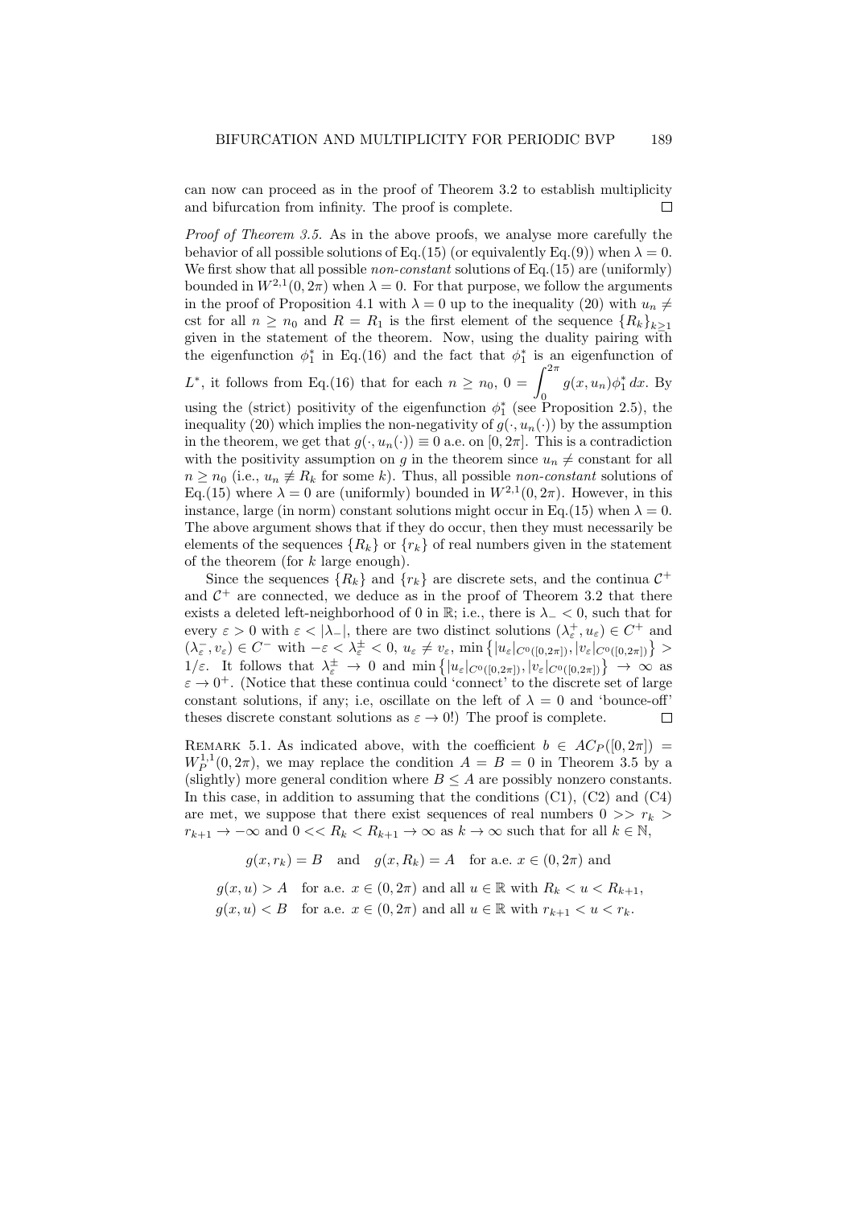can now can proceed as in the proof of Theorem 3.2 to establish multiplicity and bifurcation from infinity. The proof is complete. □

*Proof of Theorem 3.5.* As in the above proofs, we analyse more carefully the behavior of all possible solutions of Eq.(15) (or equivalently Eq.(9)) when $\lambda = 0$. We first show that all possible *non-constant* solutions of Eq.(15) are (uniformly) bounded in $W^{2,1}(0, 2\pi)$ when $\lambda = 0$. For that purpose, we follow the arguments in the proof of Proposition 4.1 with $\lambda = 0$ up to the inequality (20) with $u_n \neq$ cst for all $n \geq n_0$ and $R = R_1$ is the first element of the sequence $\{R_k\}_{k\geq 1}$ given in the statement of the theorem. Now, using the duality pairing with the eigenfunction $\phi_1^*$ in Eq.(16) and the fact that $\phi_1^*$ is an eigenfunction of $L^*$, it follows from Eq.(16) that for each $n \geq n_0$, $0 = \int_0^{2\pi} g(x, u_n)\phi_1^*\, dx$. By using the (strict) positivity of the eigenfunction $\phi_1^*$ (see Proposition 2.5), the inequality (20) which implies the non-negativity of $g(\cdot, u_n(\cdot))$ by the assumption in the theorem, we get that $g(\cdot, u_n(\cdot)) \equiv 0$ a.e. on $[0, 2\pi]$. This is a contradiction with the positivity assumption on $g$ in the theorem since $u_n \neq$ constant for all $n \geq n_0$ (i.e., $u_n \not\equiv R_k$ for some $k$). Thus, all possible *non-constant* solutions of Eq.(15) where $\lambda = 0$ are (uniformly) bounded in $W^{2,1}(0, 2\pi)$. However, in this instance, large (in norm) constant solutions might occur in Eq.(15) when $\lambda = 0$. The above argument shows that if they do occur, then they must necessarily be elements of the sequences $\{R_k\}$ or $\{r_k\}$ of real numbers given in the statement of the theorem (for $k$ large enough).

Since the sequences $\{R_k\}$ and $\{r_k\}$ are discrete sets, and the continua $\mathcal{C}^+$ and $\mathcal{C}^+$ are connected, we deduce as in the proof of Theorem 3.2 that there exists a deleted left-neighborhood of 0 in $\mathbb{R}$; i.e., there is $\lambda_- < 0$, such that for every $\varepsilon > 0$ with $\varepsilon < |\lambda_-|$, there are two distinct solutions $(\lambda_\varepsilon^+, u_\varepsilon) \in C^+$ and $(\lambda_\varepsilon^-, v_\varepsilon) \in C^-$ with $-\varepsilon < \lambda_\varepsilon^\pm < 0$, $u_\varepsilon \neq v_\varepsilon$, $\min\left\{|u_\varepsilon|_{C^0([0,2\pi])}, |v_\varepsilon|_{C^0([0,2\pi])}\right\} > 1/\varepsilon$. It follows that $\lambda_\varepsilon^\pm \to 0$ and $\min\left\{|u_\varepsilon|_{C^0([0,2\pi])}, |v_\varepsilon|_{C^0([0,2\pi])}\right\} \to \infty$ as $\varepsilon \to 0^+$. (Notice that these continua could 'connect' to the discrete set of large constant solutions, if any; i.e, oscillate on the left of $\lambda = 0$ and 'bounce-off' theses discrete constant solutions as $\varepsilon \to 0$!) The proof is complete. □

Remark 5.1. As indicated above, with the coefficient $b \in AC_P([0, 2\pi]) = W_P^{1,1}(0, 2\pi)$, we may replace the condition $A = B = 0$ in Theorem 3.5 by a (slightly) more general condition where $B \leq A$ are possibly nonzero constants. In this case, in addition to assuming that the conditions (C1), (C2) and (C4) are met, we suppose that there exist sequences of real numbers $0 >> r_k > r_{k+1} \to -\infty$ and $0 << R_k < R_{k+1} \to \infty$ as $k \to \infty$ such that for all $k \in \mathbb{N}$,

$$g(x, r_k) = B \quad \text{and} \quad g(x, R_k) = A \quad \text{for a.e. } x \in (0, 2\pi) \text{ and}$$

$$g(x, u) > A \quad \text{for a.e. } x \in (0, 2\pi) \text{ and all } u \in \mathbb{R} \text{ with } R_k < u < R_{k+1},$$
$$g(x, u) < B \quad \text{for a.e. } x \in (0, 2\pi) \text{ and all } u \in \mathbb{R} \text{ with } r_{k+1} < u < r_k.$$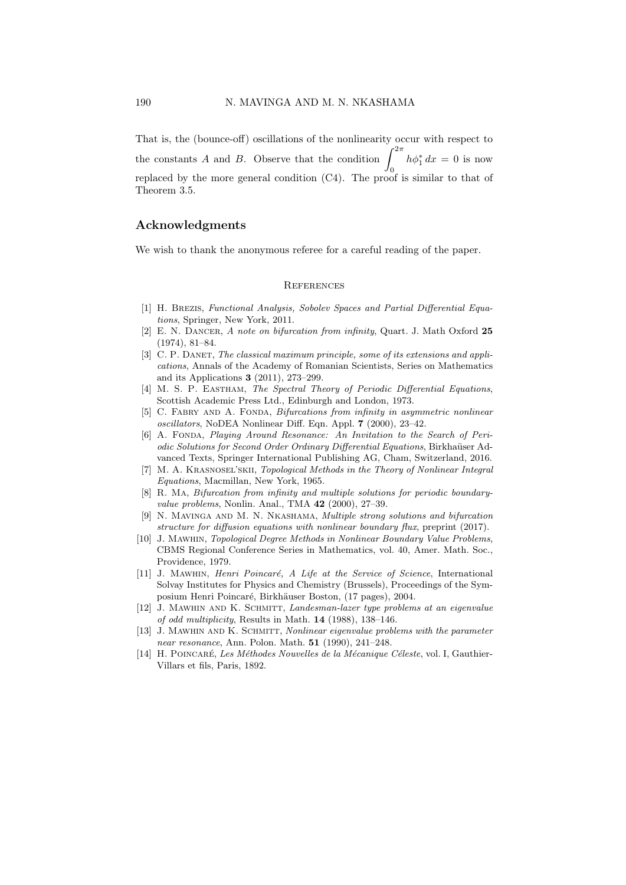That is, the (bounce-off) oscillations of the nonlinearity occur with respect to the constants $A$ and $B$. Observe that the condition $\int_0^{2\pi} h\phi_1^* \, dx = 0$ is now replaced by the more general condition (C4). The proof is similar to that of Theorem 3.5.

## Acknowledgments

We wish to thank the anonymous referee for a careful reading of the paper.

## References

[1] H. Brezis, *Functional Analysis, Sobolev Spaces and Partial Differential Equations*, Springer, New York, 2011.

[2] E. N. Dancer, *A note on bifurcation from infinity*, Quart. J. Math Oxford **25** (1974), 81–84.

[3] C. P. Danet, *The classical maximum principle, some of its extensions and applications*, Annals of the Academy of Romanian Scientists, Series on Mathematics and its Applications **3** (2011), 273–299.

[4] M. S. P. Eastham, *The Spectral Theory of Periodic Differential Equations*, Scottish Academic Press Ltd., Edinburgh and London, 1973.

[5] C. Fabry and A. Fonda, *Bifurcations from infinity in asymmetric nonlinear oscillators*, NoDEA Nonlinear Diff. Eqn. Appl. **7** (2000), 23–42.

[6] A. Fonda, *Playing Around Resonance: An Invitation to the Search of Periodic Solutions for Second Order Ordinary Differential Equations*, Birkhaüser Advanced Texts, Springer International Publishing AG, Cham, Switzerland, 2016.

[7] M. A. Krasnosel'skii, *Topological Methods in the Theory of Nonlinear Integral Equations*, Macmillan, New York, 1965.

[8] R. Ma, *Bifurcation from infinity and multiple solutions for periodic boundary-value problems*, Nonlin. Anal., TMA **42** (2000), 27–39.

[9] N. Mavinga and M. N. Nkashama, *Multiple strong solutions and bifurcation structure for diffusion equations with nonlinear boundary flux*, preprint (2017).

[10] J. Mawhin, *Topological Degree Methods in Nonlinear Boundary Value Problems*, CBMS Regional Conference Series in Mathematics, vol. 40, Amer. Math. Soc., Providence, 1979.

[11] J. Mawhin, *Henri Poincaré, A Life at the Service of Science*, International Solvay Institutes for Physics and Chemistry (Brussels), Proceedings of the Symposium Henri Poincaré, Birkhäuser Boston, (17 pages), 2004.

[12] J. Mawhin and K. Schmitt, *Landesman-lazer type problems at an eigenvalue of odd multiplicity*, Results in Math. **14** (1988), 138–146.

[13] J. Mawhin and K. Schmitt, *Nonlinear eigenvalue problems with the parameter near resonance*, Ann. Polon. Math. **51** (1990), 241–248.

[14] H. Poincaré, *Les Méthodes Nouvelles de la Mécanique Céleste*, vol. I, Gauthier-Villars et fils, Paris, 1892.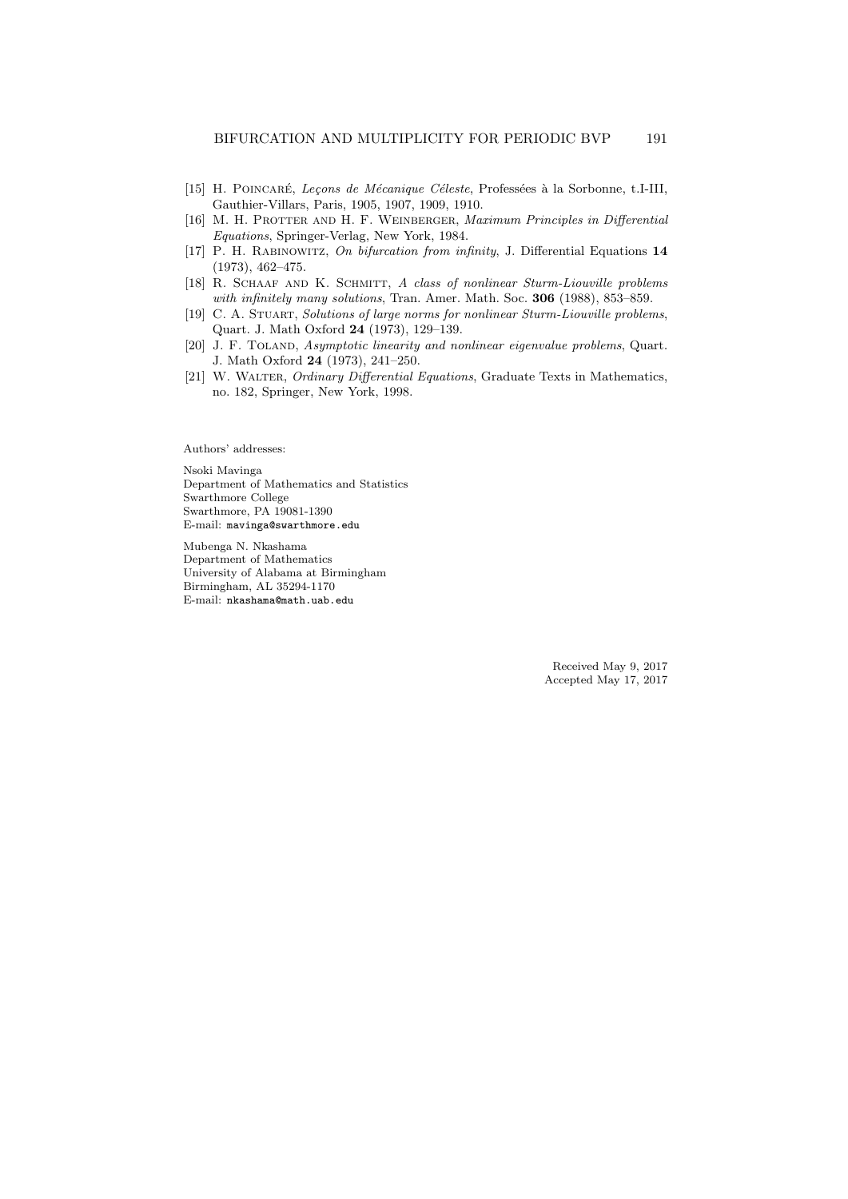[15] H. Poincaré, *Leçons de Mécanique Céleste*, Professées à la Sorbonne, t.I-III, Gauthier-Villars, Paris, 1905, 1907, 1909, 1910.

[16] M. H. Protter and H. F. Weinberger, *Maximum Principles in Differential Equations*, Springer-Verlag, New York, 1984.

[17] P. H. Rabinowitz, *On bifurcation from infinity*, J. Differential Equations **14** (1973), 462–475.

[18] R. Schaaf and K. Schmitt, *A class of nonlinear Sturm-Liouville problems with infinitely many solutions*, Tran. Amer. Math. Soc. **306** (1988), 853–859.

[19] C. A. Stuart, *Solutions of large norms for nonlinear Sturm-Liouville problems*, Quart. J. Math Oxford **24** (1973), 129–139.

[20] J. F. Toland, *Asymptotic linearity and nonlinear eigenvalue problems*, Quart. J. Math Oxford **24** (1973), 241–250.

[21] W. Walter, *Ordinary Differential Equations*, Graduate Texts in Mathematics, no. 182, Springer, New York, 1998.

Authors' addresses:

Nsoki Mavinga
Department of Mathematics and Statistics
Swarthmore College
Swarthmore, PA 19081-1390
E-mail: `mavinga@swarthmore.edu`

Mubenga N. Nkashama
Department of Mathematics
University of Alabama at Birmingham
Birmingham, AL 35294-1170
E-mail: `nkashama@math.uab.edu`

Received May 9, 2017
Accepted May 17, 2017